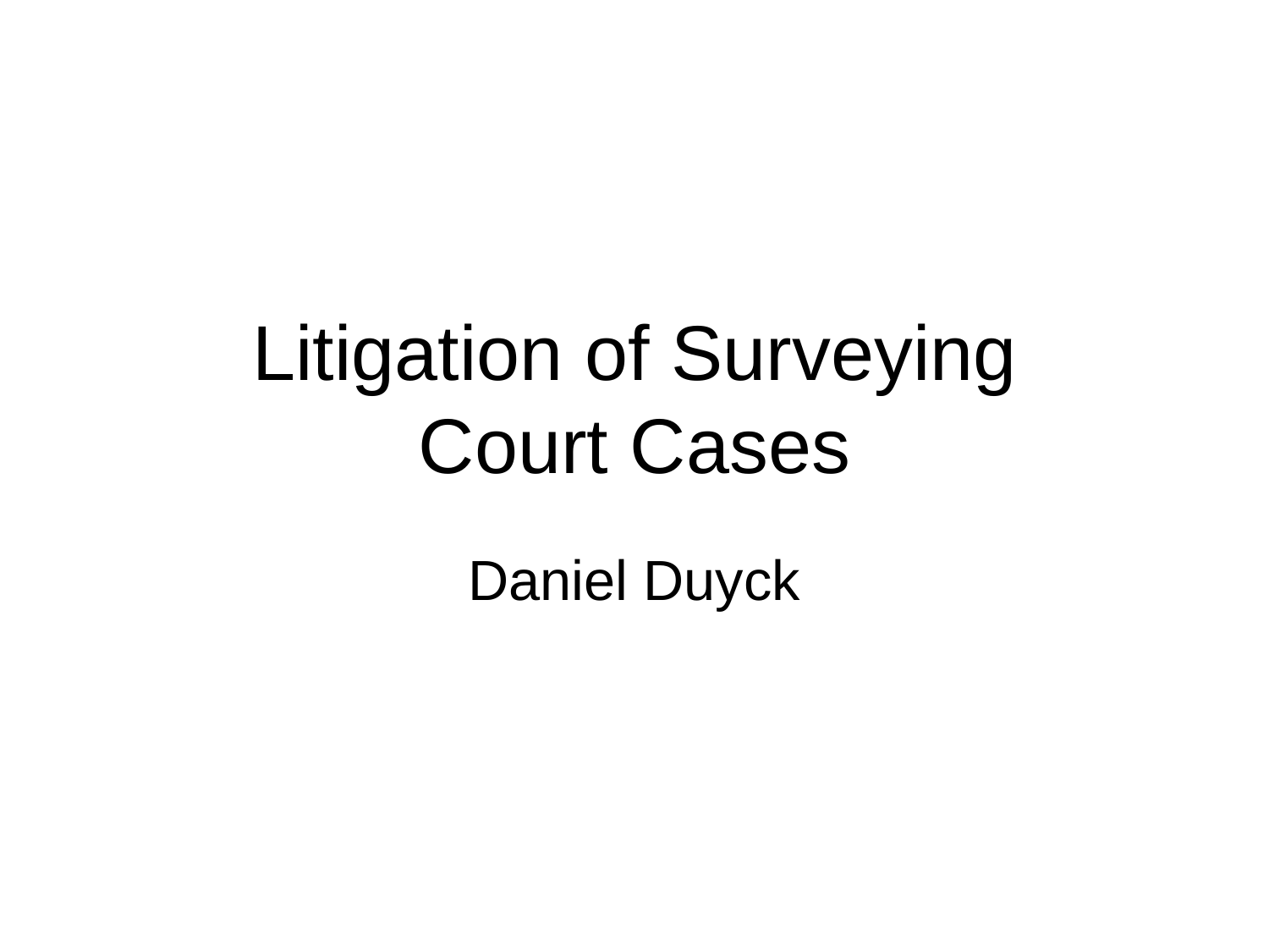# Litigation of Surveying Court Cases

Daniel Duyck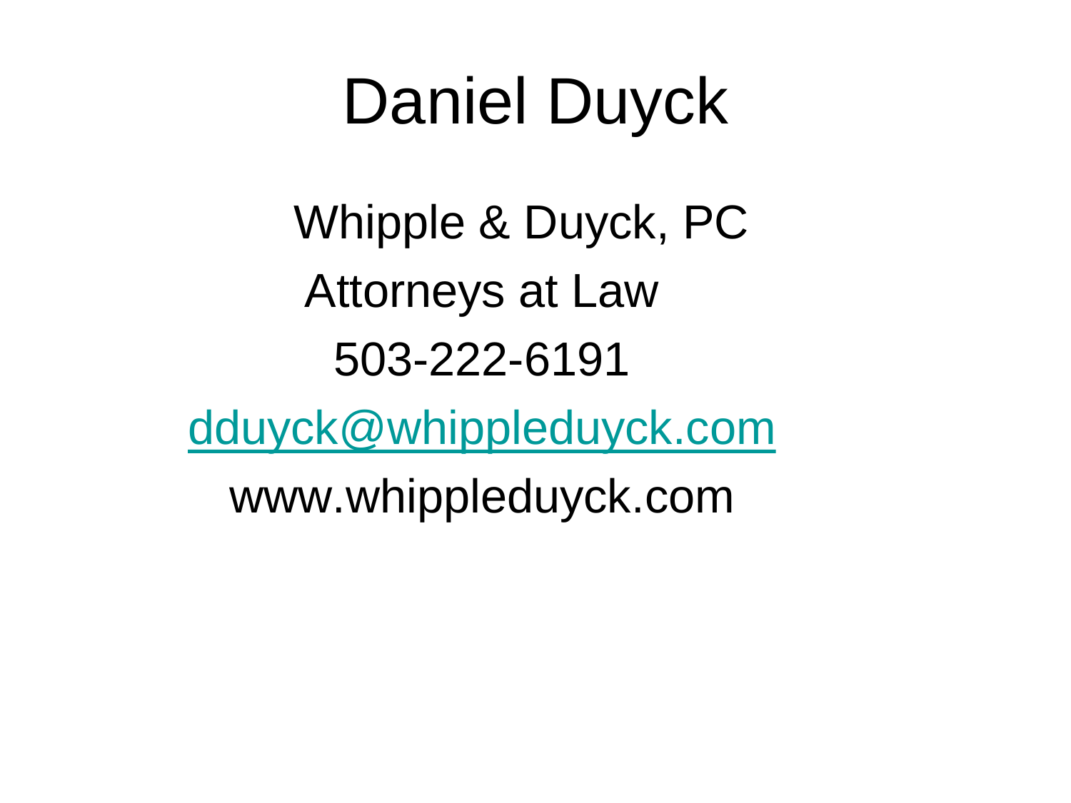# Daniel Duyck

Whipple & Duyck, PC

Attorneys at Law

503-222-6191

dduyck@whippleduyck.com

www.whippleduyck.com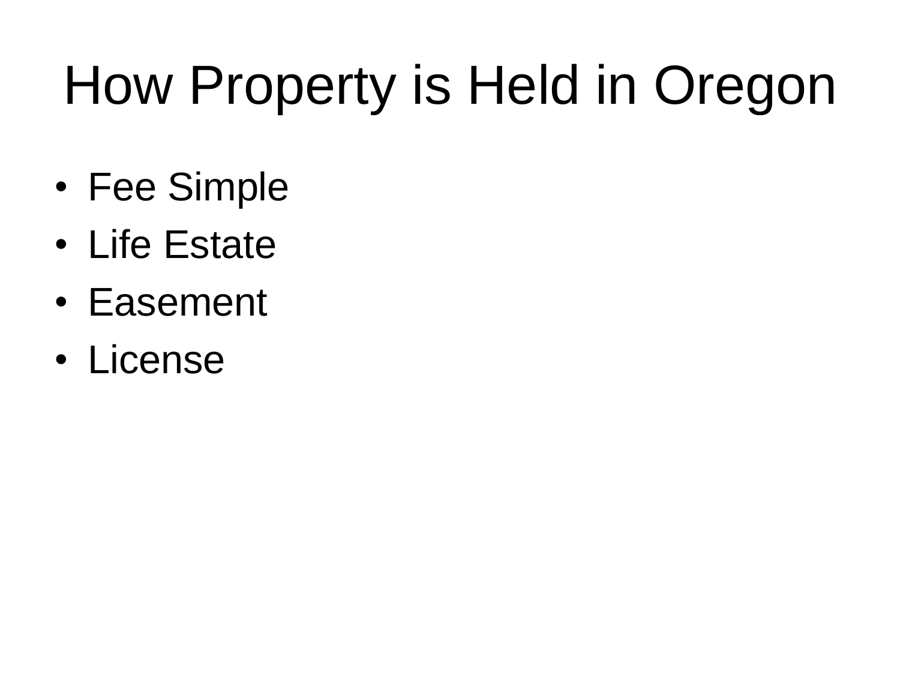# How Property is Held in Oregon

- Fee Simple
- Life Estate
- Easement
- License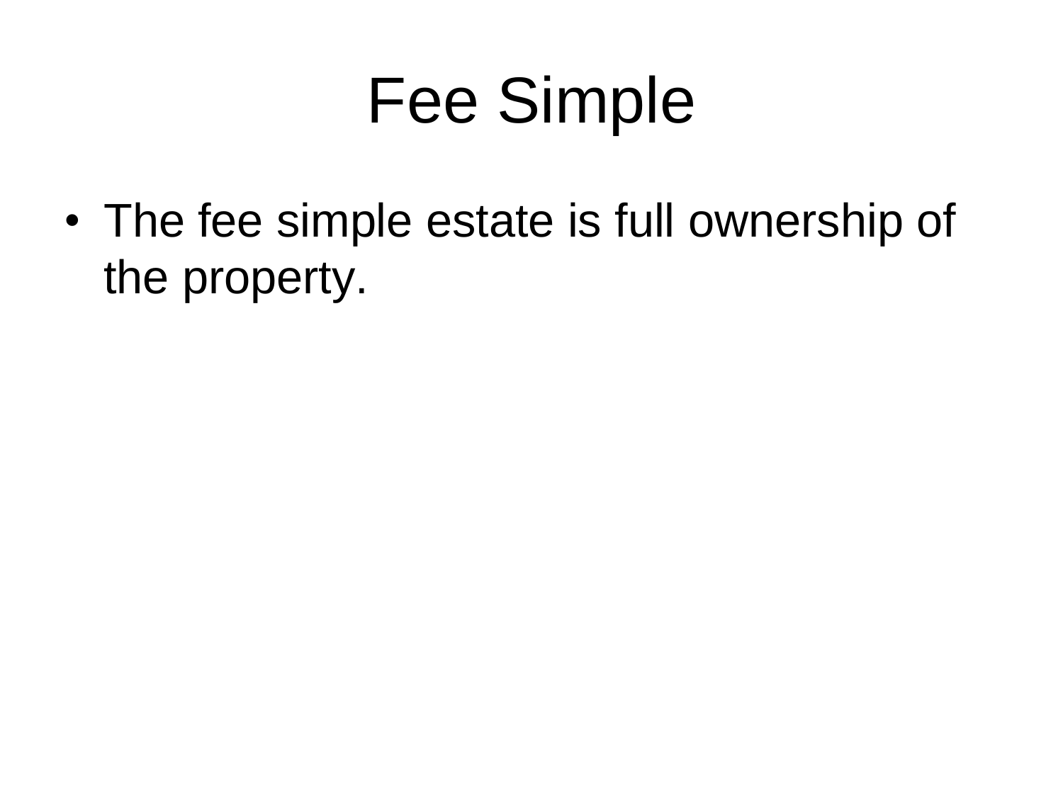# Fee Simple

- The fee simple estate is full ownership of the property.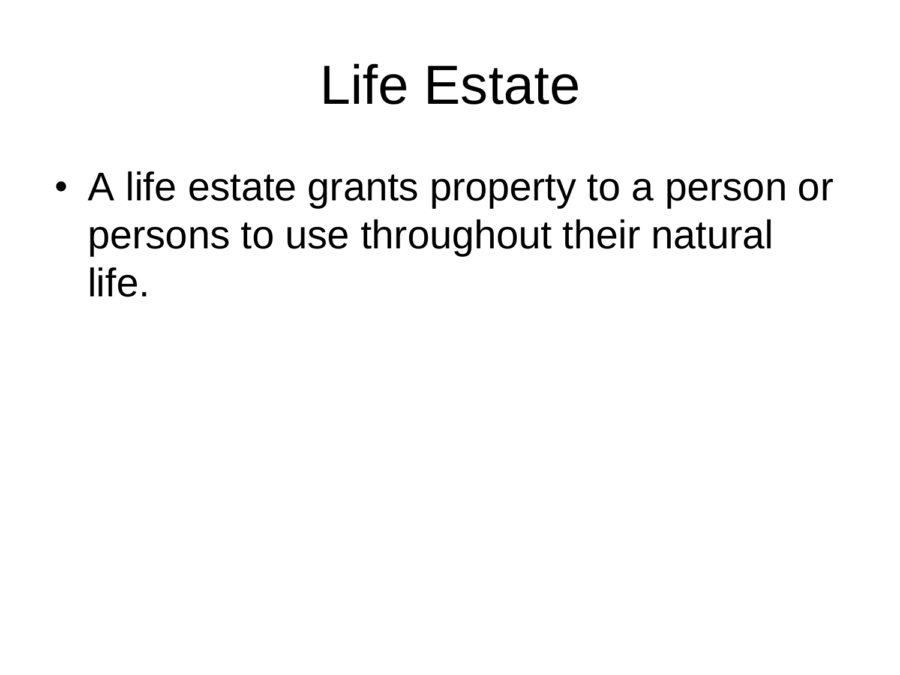# Life Estate

- A life estate grants property to a person or persons to use throughout their natural life.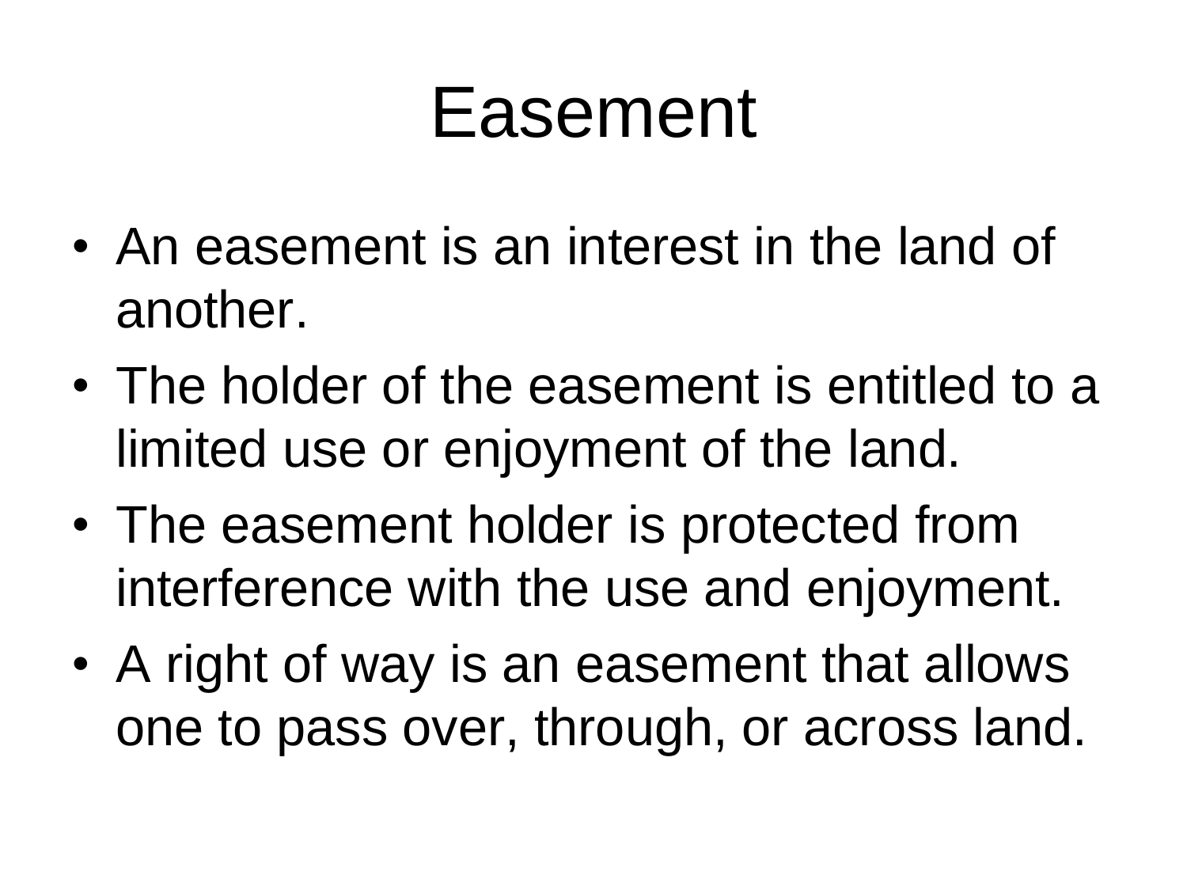# Easement

- An easement is an interest in the land of another.
- The holder of the easement is entitled to a limited use or enjoyment of the land.
- The easement holder is protected from interference with the use and enjoyment.
- A right of way is an easement that allows one to pass over, through, or across land.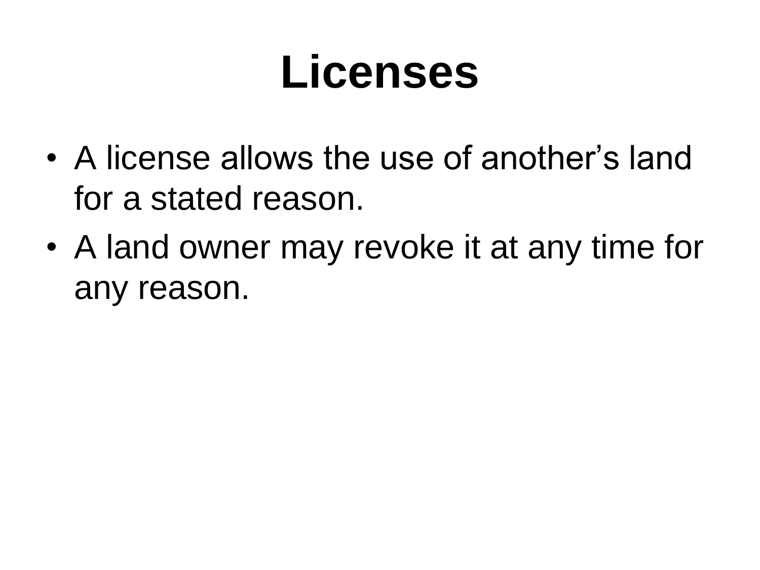# Licenses

- A license allows the use of another’s land for a stated reason.
- A land owner may revoke it at any time for any reason.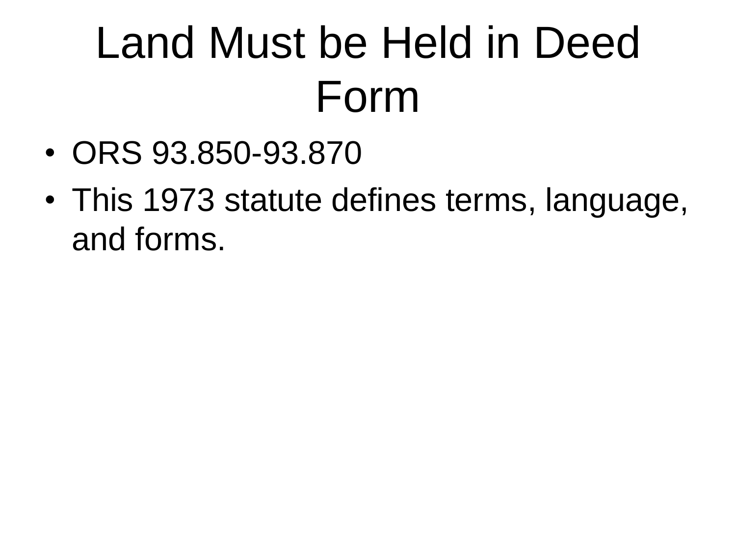# Land Must be Held in Deed Form

- ORS 93.850-93.870
- This 1973 statute defines terms, language, and forms.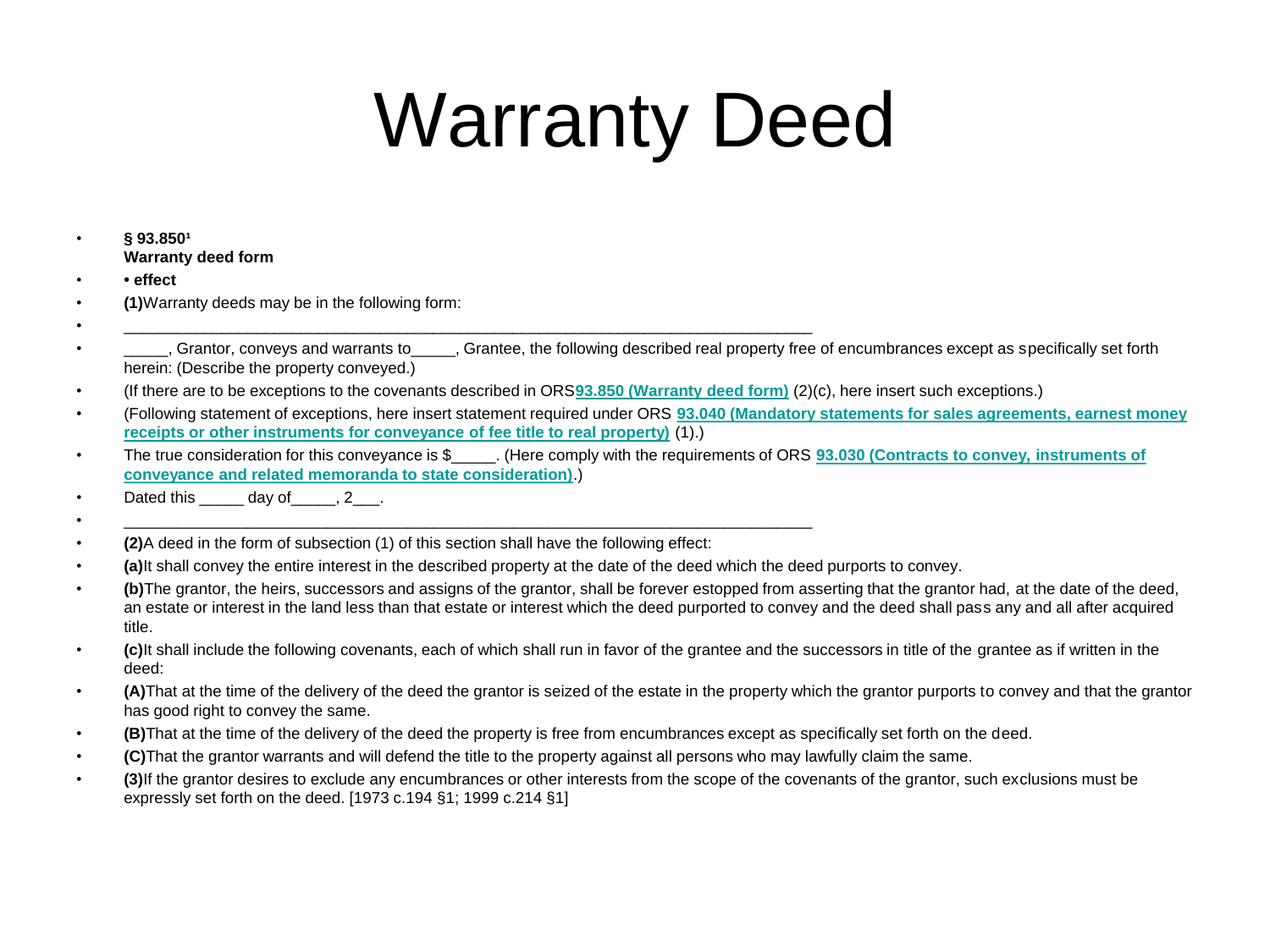# Warranty Deed

- **§ 93.850[1]**
  **Warranty deed form**
- **• effect**
- **(1)**Warranty deeds may be in the following form:
- ______________________________________________________________________________
- _____, Grantor, conveys and warrants to_____, Grantee, the following described real property free of encumbrances except as specifically set forth herein: (Describe the property conveyed.)
- (If there are to be exceptions to the covenants described in ORS**93.850 (Warranty deed form)** (2)(c), here insert such exceptions.)
- (Following statement of exceptions, here insert statement required under ORS **93.040 (Mandatory statements for sales agreements, earnest money receipts or other instruments for conveyance of fee title to real property)** (1).)
- The true consideration for this conveyance is $_____. (Here comply with the requirements of ORS **93.030 (Contracts to convey, instruments of conveyance and related memoranda to state consideration)**.)
- Dated this _____ day of_____, 2___.
- ______________________________________________________________________________
- **(2)**A deed in the form of subsection (1) of this section shall have the following effect:
- **(a)**It shall convey the entire interest in the described property at the date of the deed which the deed purports to convey.
- **(b)**The grantor, the heirs, successors and assigns of the grantor, shall be forever estopped from asserting that the grantor had, at the date of the deed, an estate or interest in the land less than that estate or interest which the deed purported to convey and the deed shall pass any and all after acquired title.
- **(c)**It shall include the following covenants, each of which shall run in favor of the grantee and the successors in title of the grantee as if written in the deed:
- **(A)**That at the time of the delivery of the deed the grantor is seized of the estate in the property which the grantor purports to convey and that the grantor has good right to convey the same.
- **(B)**That at the time of the delivery of the deed the property is free from encumbrances except as specifically set forth on the deed.
- **(C)**That the grantor warrants and will defend the title to the property against all persons who may lawfully claim the same.
- **(3)**If the grantor desires to exclude any encumbrances or other interests from the scope of the covenants of the grantor, such exclusions must be expressly set forth on the deed. [1973 c.194 §1; 1999 c.214 §1]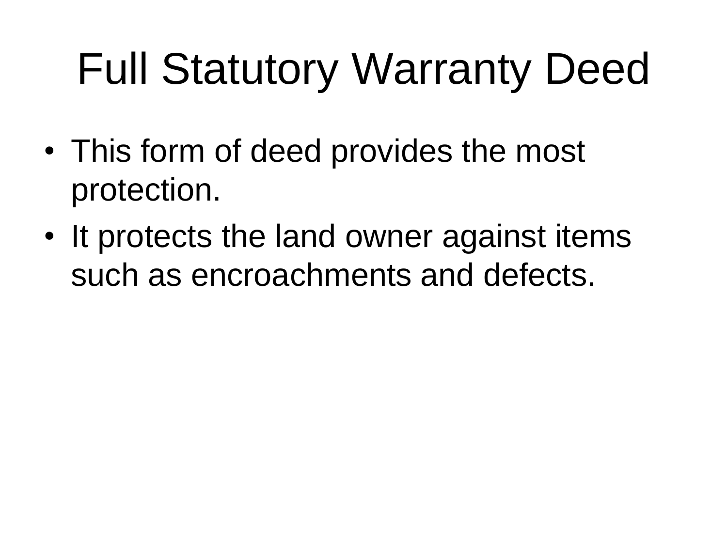# Full Statutory Warranty Deed

- This form of deed provides the most protection.
- It protects the land owner against items such as encroachments and defects.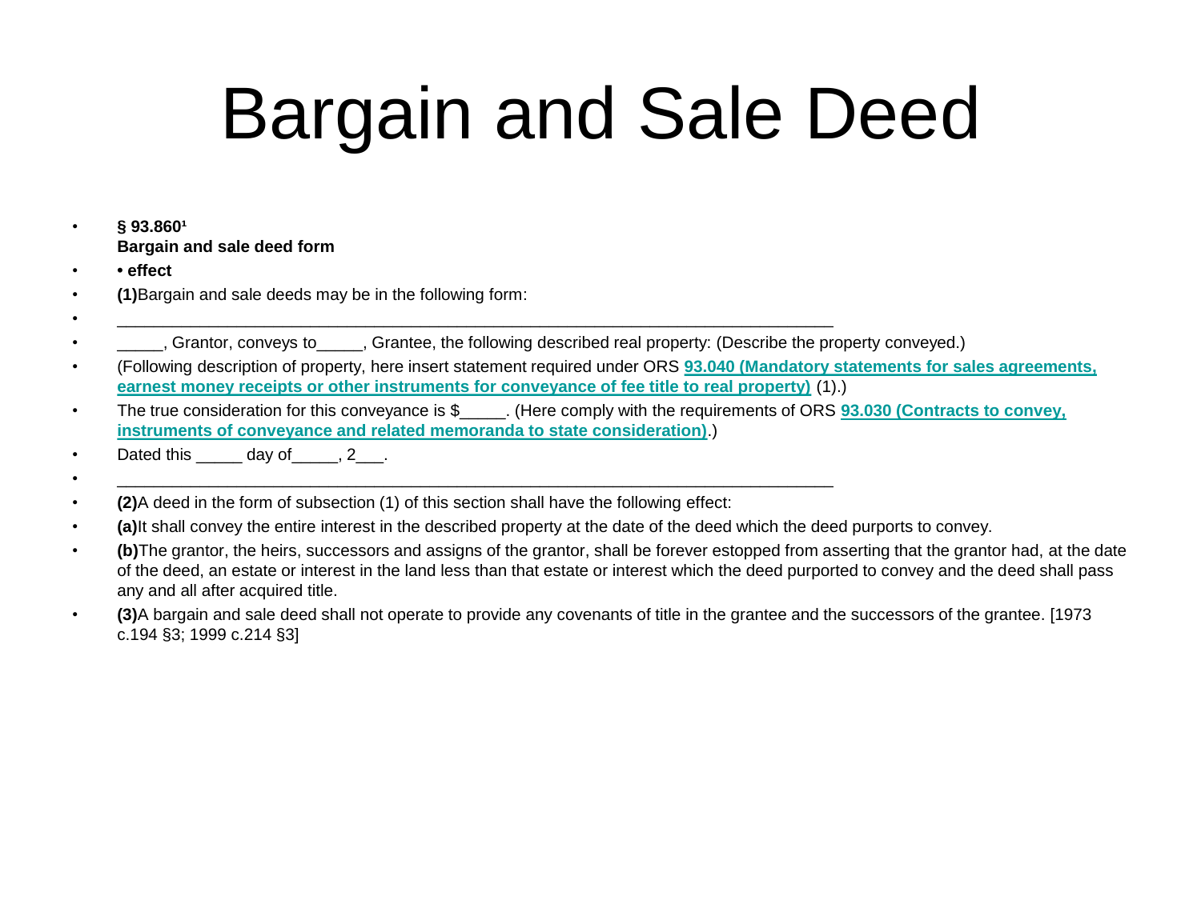# Bargain and Sale Deed

- **§ 93.860[1]**
  **Bargain and sale deed form**
- **• effect**
- **(1)**Bargain and sale deeds may be in the following form:
- ______________________________________________________________________________
- _____, Grantor, conveys to_____, Grantee, the following described real property: (Describe the property conveyed.)
- (Following description of property, here insert statement required under ORS **93.040 (Mandatory statements for sales agreements, earnest money receipts or other instruments for conveyance of fee title to real property)** (1).)
- The true consideration for this conveyance is $_____. (Here comply with the requirements of ORS **93.030 (Contracts to convey, instruments of conveyance and related memoranda to state consideration)**.)
- Dated this _____ day of_____, 2___.
- ______________________________________________________________________________
- **(2)**A deed in the form of subsection (1) of this section shall have the following effect:
- **(a)**It shall convey the entire interest in the described property at the date of the deed which the deed purports to convey.
- **(b)**The grantor, the heirs, successors and assigns of the grantor, shall be forever estopped from asserting that the grantor had, at the date of the deed, an estate or interest in the land less than that estate or interest which the deed purported to convey and the deed shall pass any and all after acquired title.
- **(3)**A bargain and sale deed shall not operate to provide any covenants of title in the grantee and the successors of the grantee. [1973 c.194 §3; 1999 c.214 §3]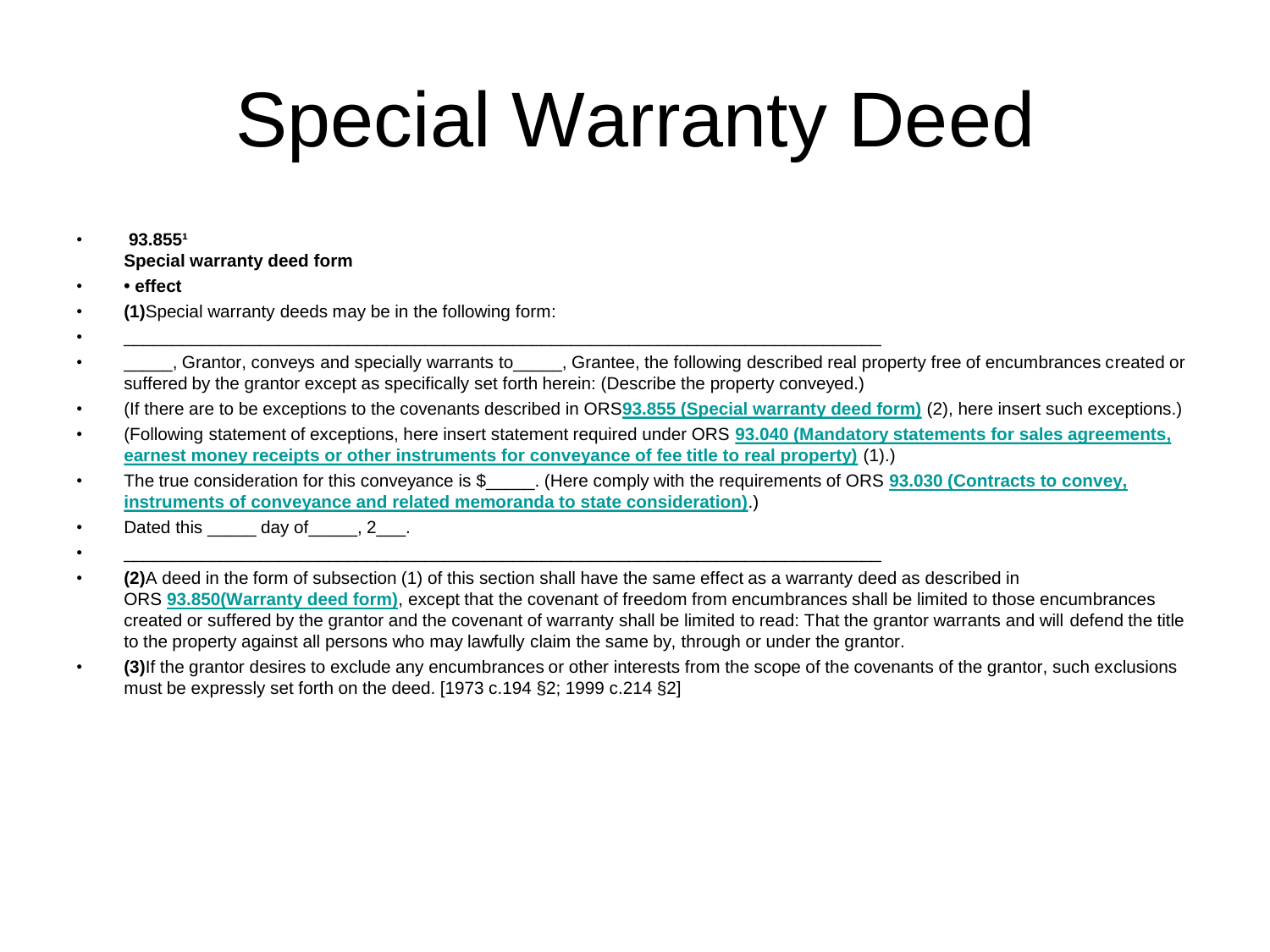# Special Warranty Deed

- **93.855**[1]
  **Special warranty deed form**
- **• effect**
- **(1)**Special warranty deeds may be in the following form:
- ______________________________________________________________________________
- _____, Grantor, conveys and specially warrants to_____, Grantee, the following described real property free of encumbrances created or suffered by the grantor except as specifically set forth herein: (Describe the property conveyed.)
- (If there are to be exceptions to the covenants described in ORS**93.855 (Special warranty deed form)** (2), here insert such exceptions.)
- (Following statement of exceptions, here insert statement required under ORS **93.040 (Mandatory statements for sales agreements, earnest money receipts or other instruments for conveyance of fee title to real property)** (1).)
- The true consideration for this conveyance is $_____. (Here comply with the requirements of ORS **93.030 (Contracts to convey, instruments of conveyance and related memoranda to state consideration)**.)
- Dated this _____ day of_____, 2___.
- ______________________________________________________________________________
- **(2)**A deed in the form of subsection (1) of this section shall have the same effect as a warranty deed as described in ORS **93.850(Warranty deed form)**, except that the covenant of freedom from encumbrances shall be limited to those encumbrances created or suffered by the grantor and the covenant of warranty shall be limited to read: That the grantor warrants and will defend the title to the property against all persons who may lawfully claim the same by, through or under the grantor.
- **(3)**If the grantor desires to exclude any encumbrances or other interests from the scope of the covenants of the grantor, such exclusions must be expressly set forth on the deed. [1973 c.194 §2; 1999 c.214 §2]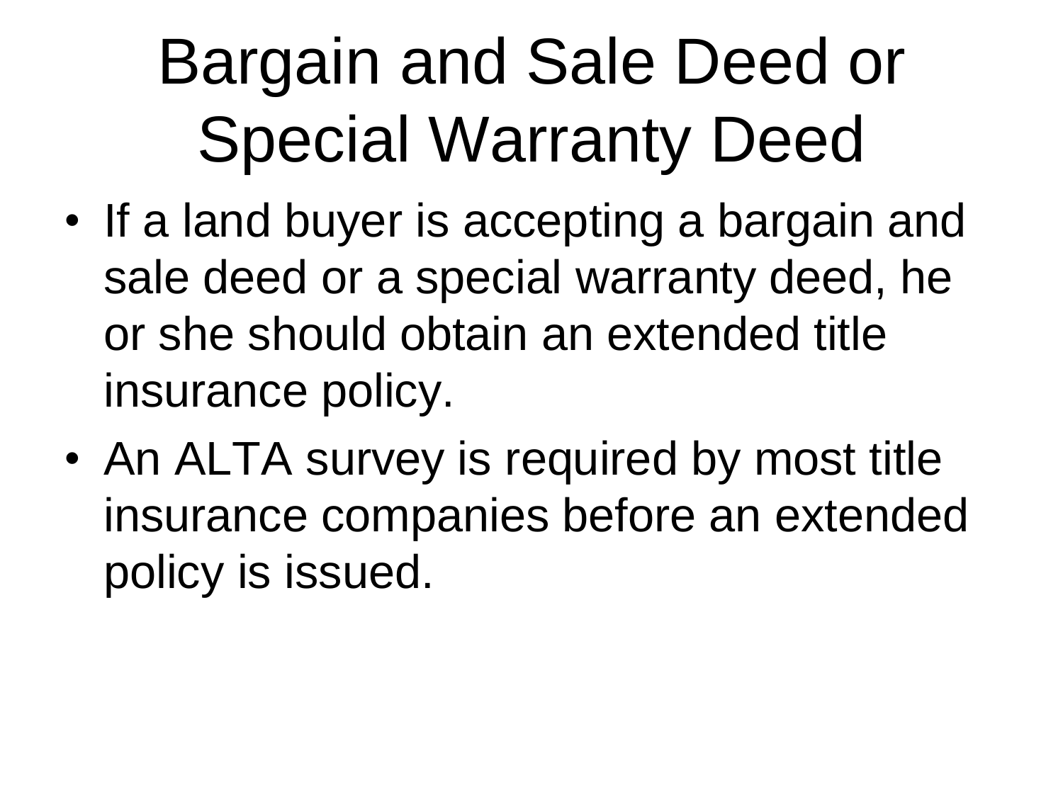# Bargain and Sale Deed or Special Warranty Deed

- If a land buyer is accepting a bargain and sale deed or a special warranty deed, he or she should obtain an extended title insurance policy.
- An ALTA survey is required by most title insurance companies before an extended policy is issued.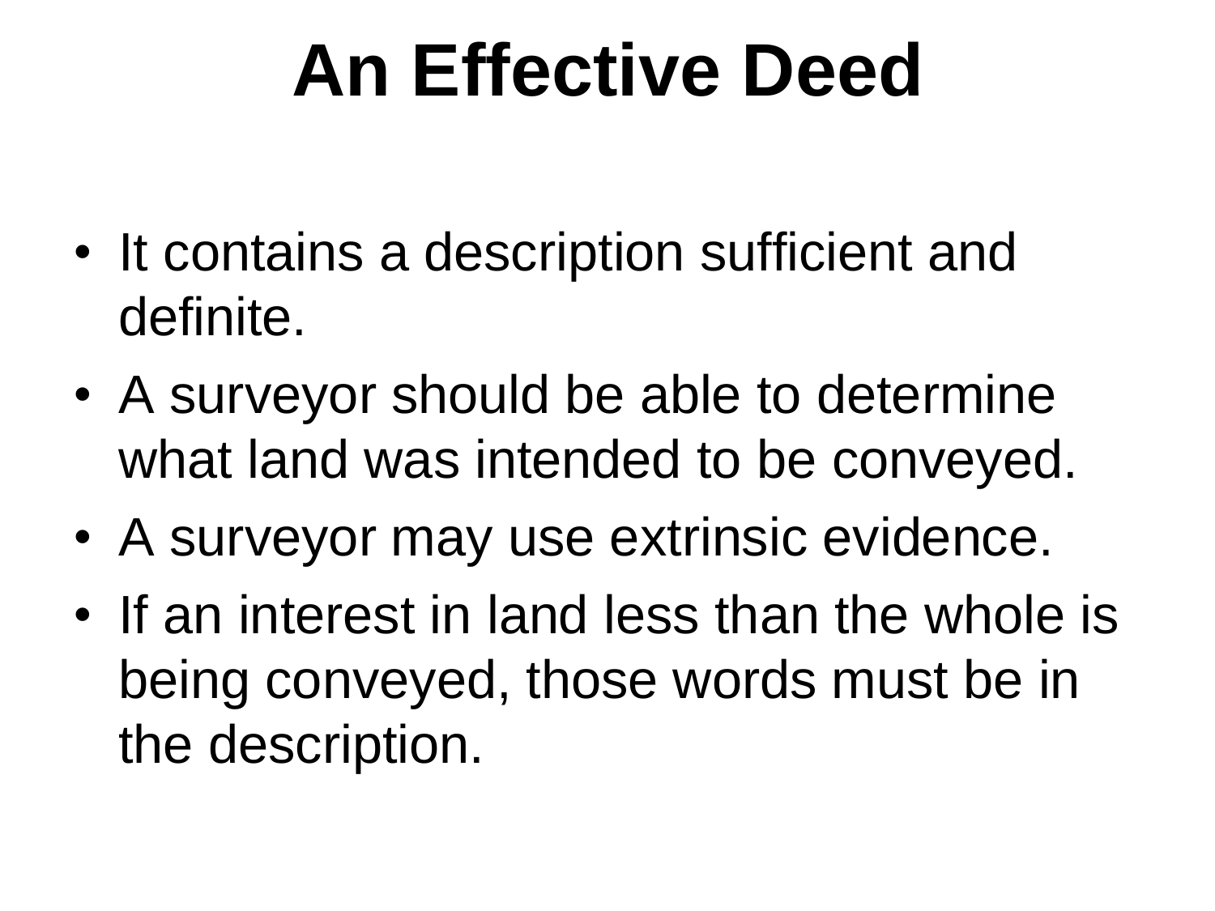# An Effective Deed

- It contains a description sufficient and definite.
- A surveyor should be able to determine what land was intended to be conveyed.
- A surveyor may use extrinsic evidence.
- If an interest in land less than the whole is being conveyed, those words must be in the description.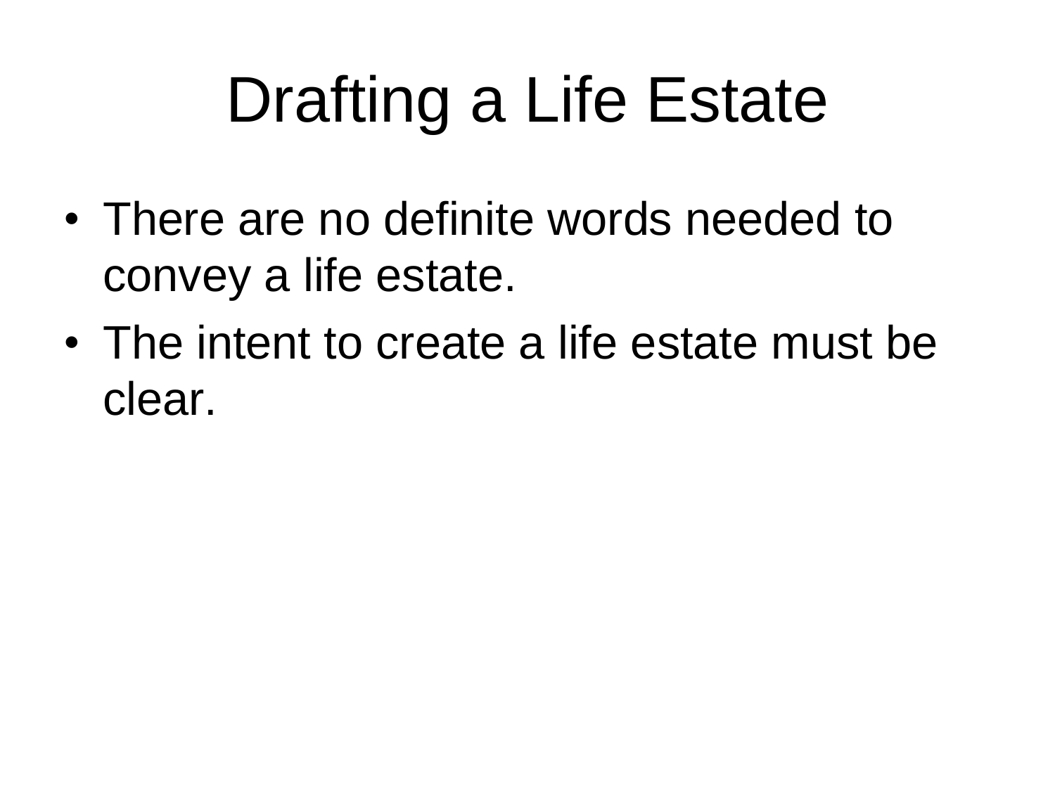# Drafting a Life Estate

- There are no definite words needed to convey a life estate.
- The intent to create a life estate must be clear.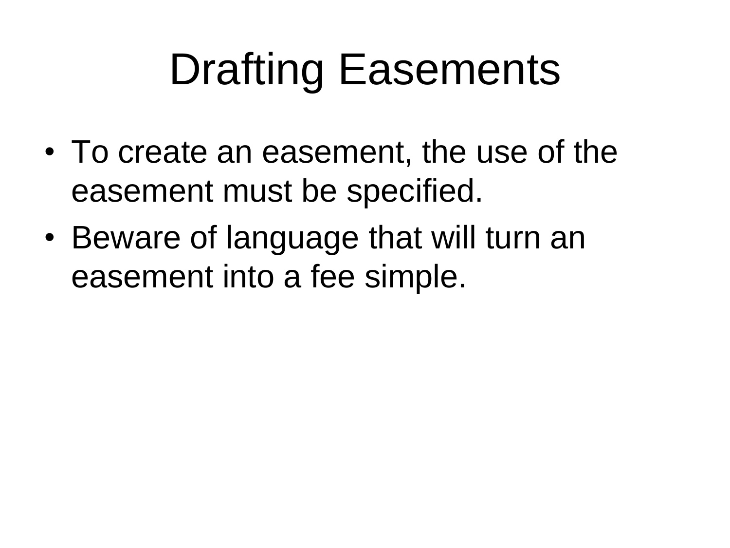# Drafting Easements

- To create an easement, the use of the easement must be specified.
- Beware of language that will turn an easement into a fee simple.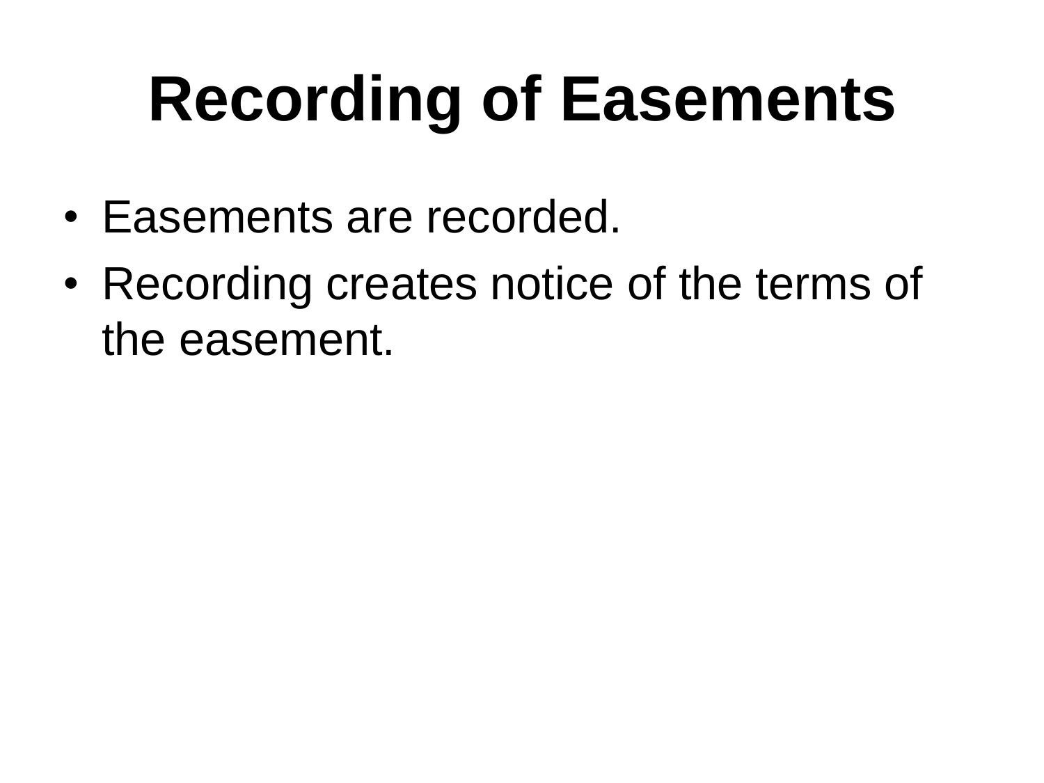# Recording of Easements

- Easements are recorded.
- Recording creates notice of the terms of the easement.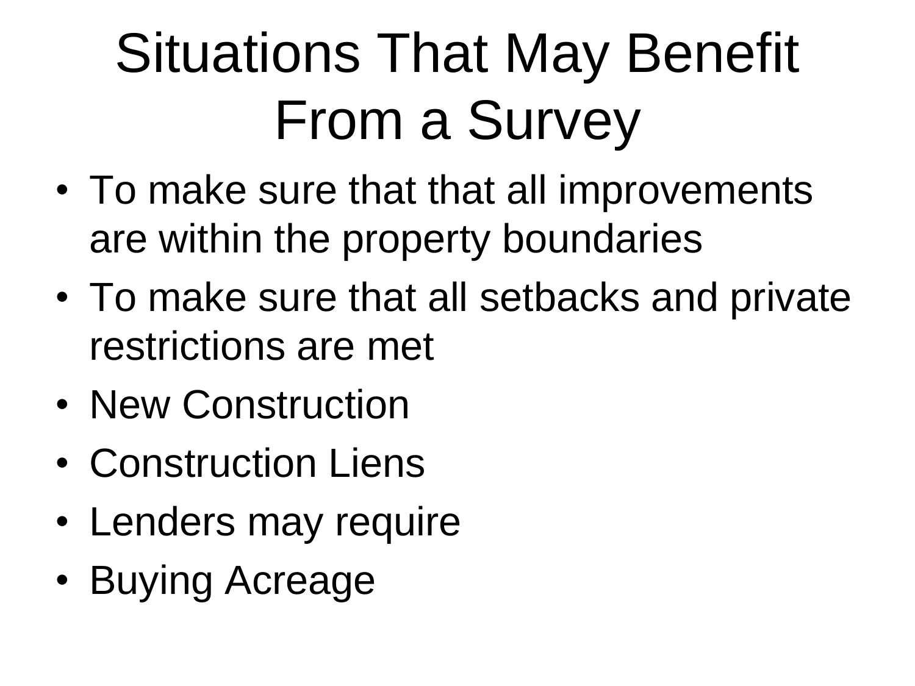# Situations That May Benefit From a Survey

- To make sure that that all improvements are within the property boundaries
- To make sure that all setbacks and private restrictions are met
- New Construction
- Construction Liens
- Lenders may require
- Buying Acreage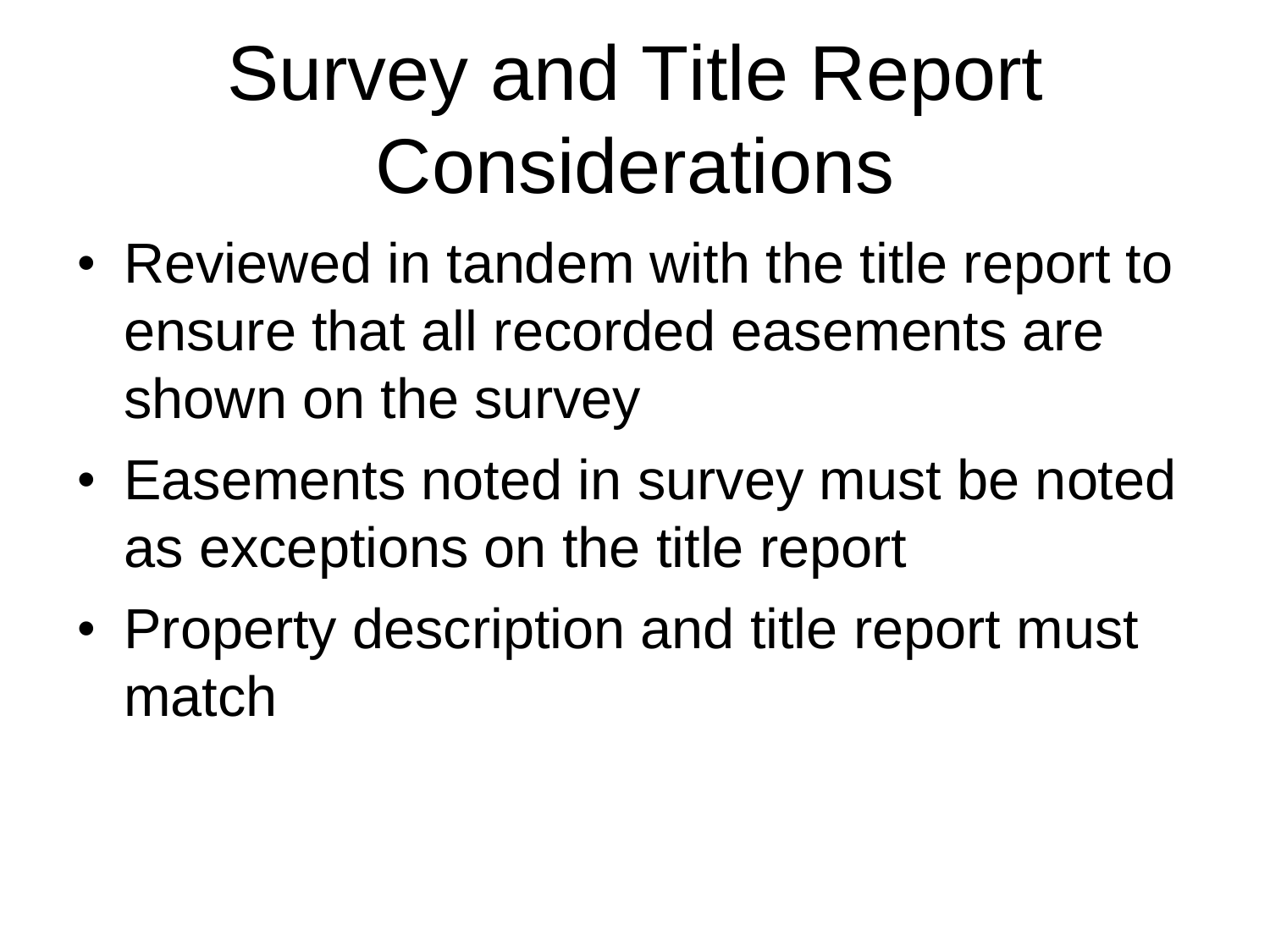# Survey and Title Report Considerations

- Reviewed in tandem with the title report to ensure that all recorded easements are shown on the survey
- Easements noted in survey must be noted as exceptions on the title report
- Property description and title report must match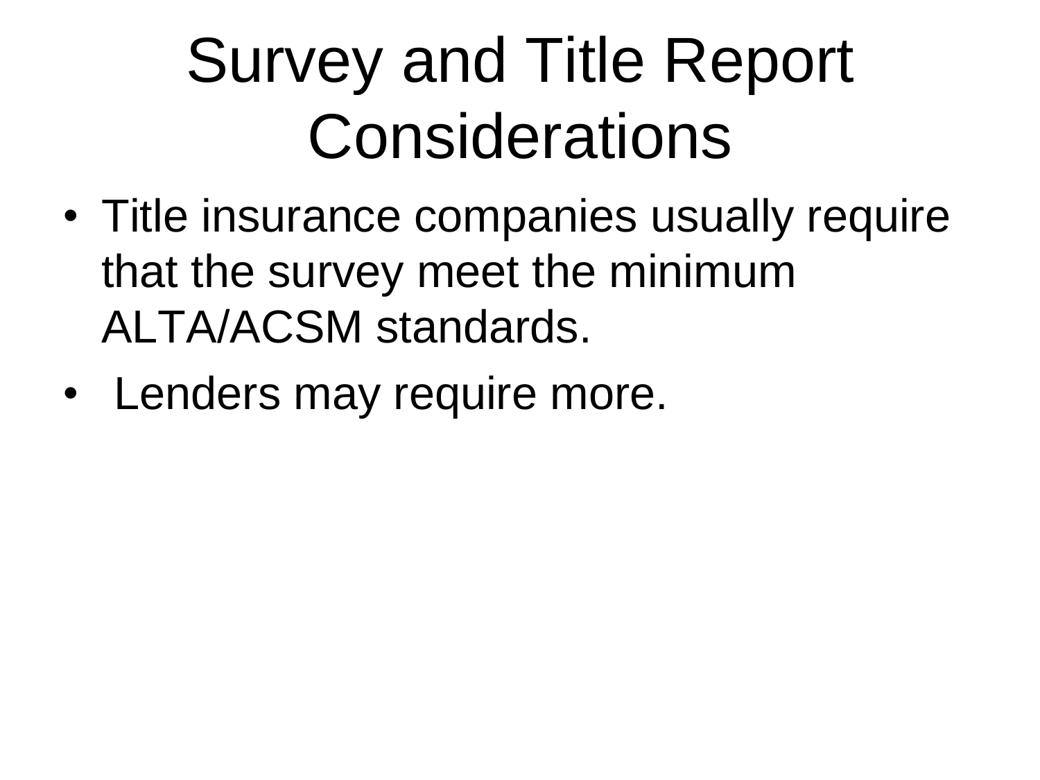# Survey and Title Report Considerations

- Title insurance companies usually require that the survey meet the minimum ALTA/ACSM standards.
- Lenders may require more.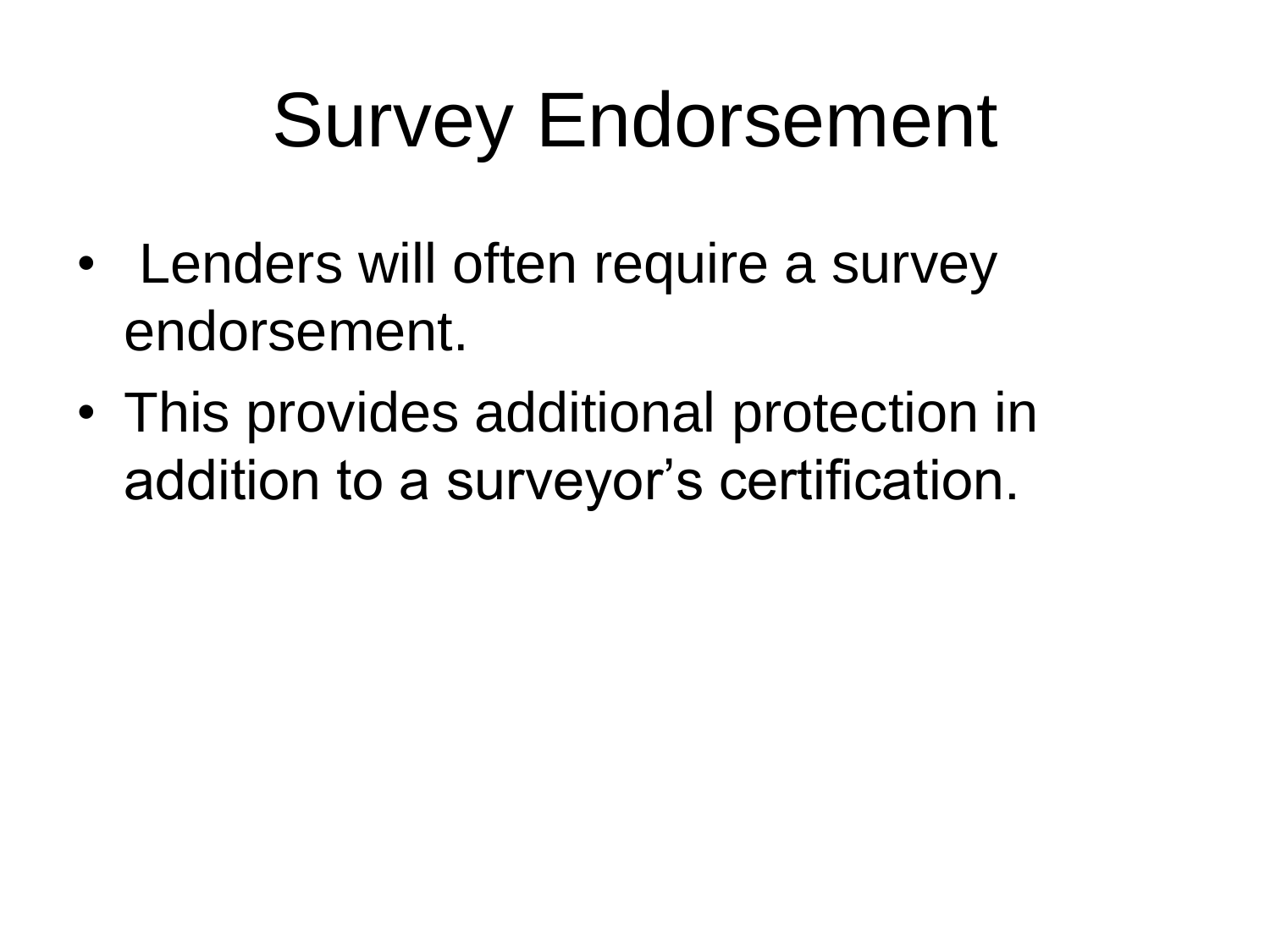# Survey Endorsement

- Lenders will often require a survey endorsement.
- This provides additional protection in addition to a surveyor's certification.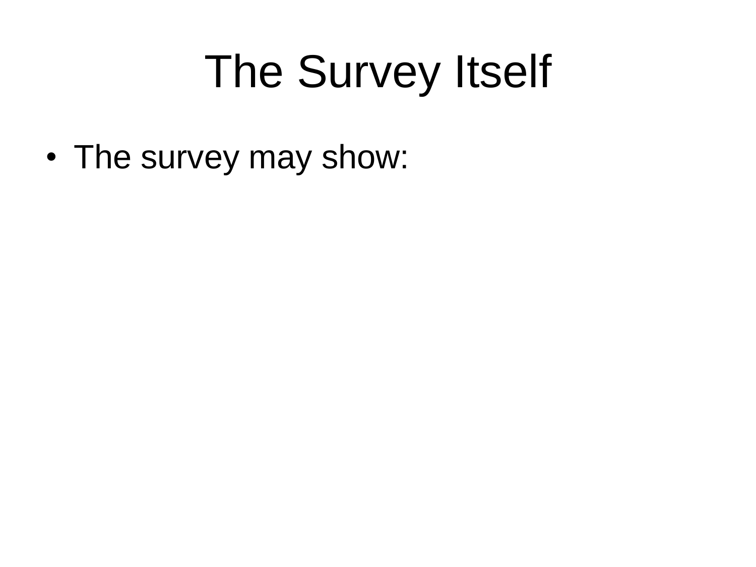# The Survey Itself

- The survey may show: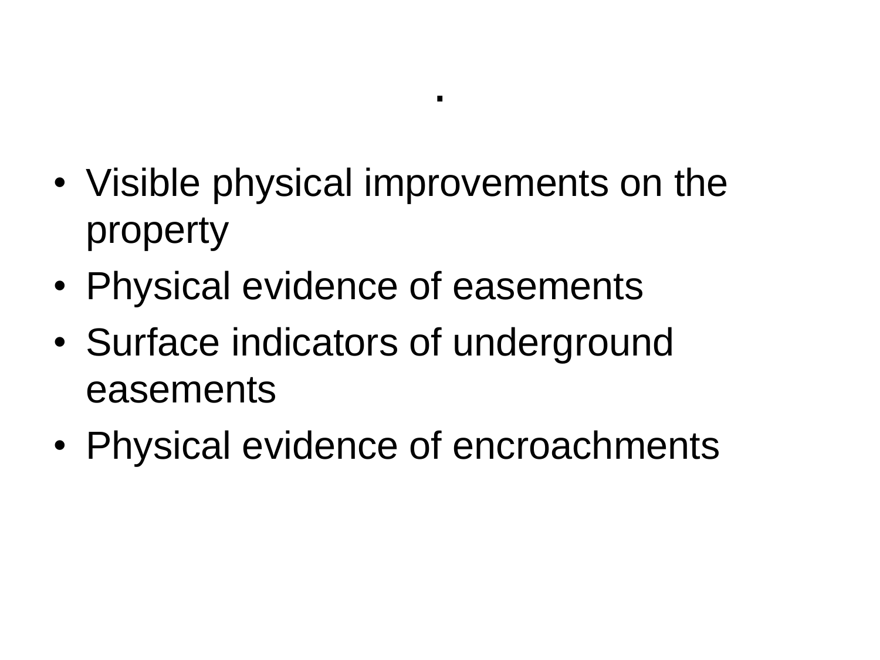# .

- Visible physical improvements on the property
- Physical evidence of easements
- Surface indicators of underground easements
- Physical evidence of encroachments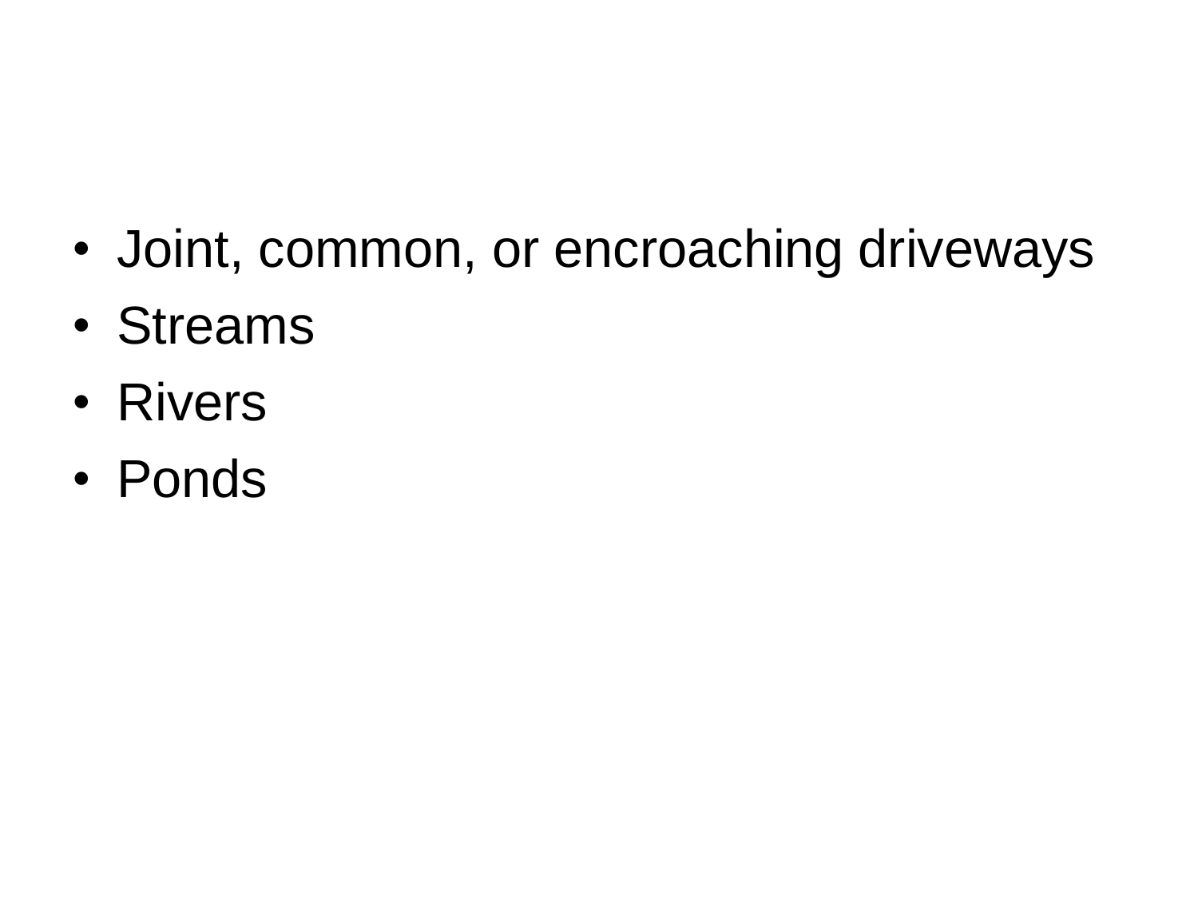- Joint, common, or encroaching driveways
- Streams
- Rivers
- Ponds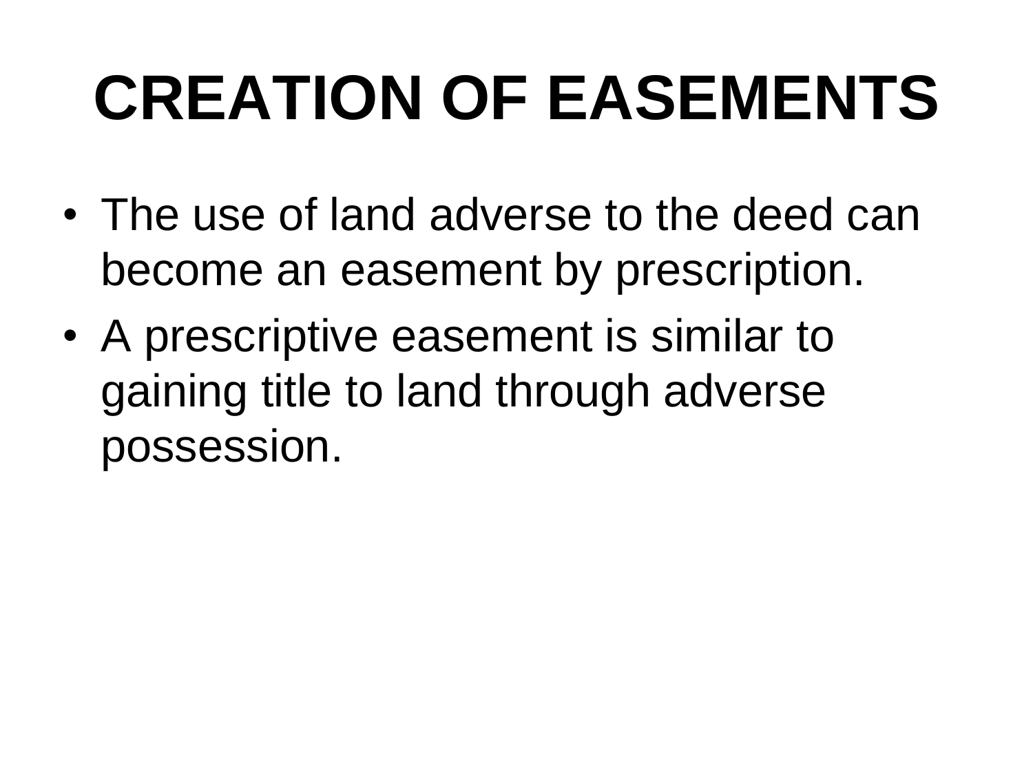# CREATION OF EASEMENTS

- The use of land adverse to the deed can become an easement by prescription.
- A prescriptive easement is similar to gaining title to land through adverse possession.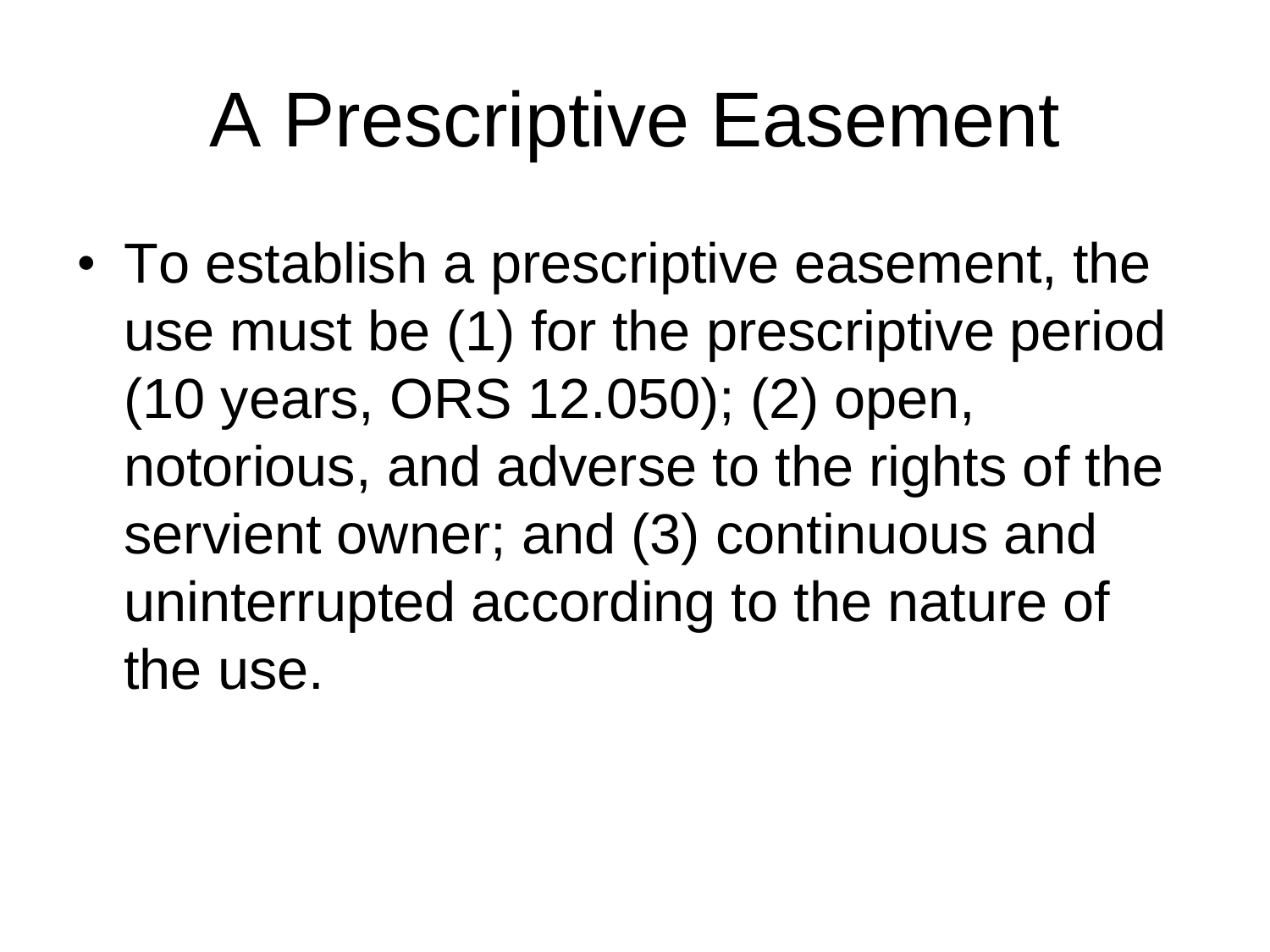# A Prescriptive Easement

- To establish a prescriptive easement, the use must be (1) for the prescriptive period (10 years, ORS 12.050); (2) open, notorious, and adverse to the rights of the servient owner; and (3) continuous and uninterrupted according to the nature of the use.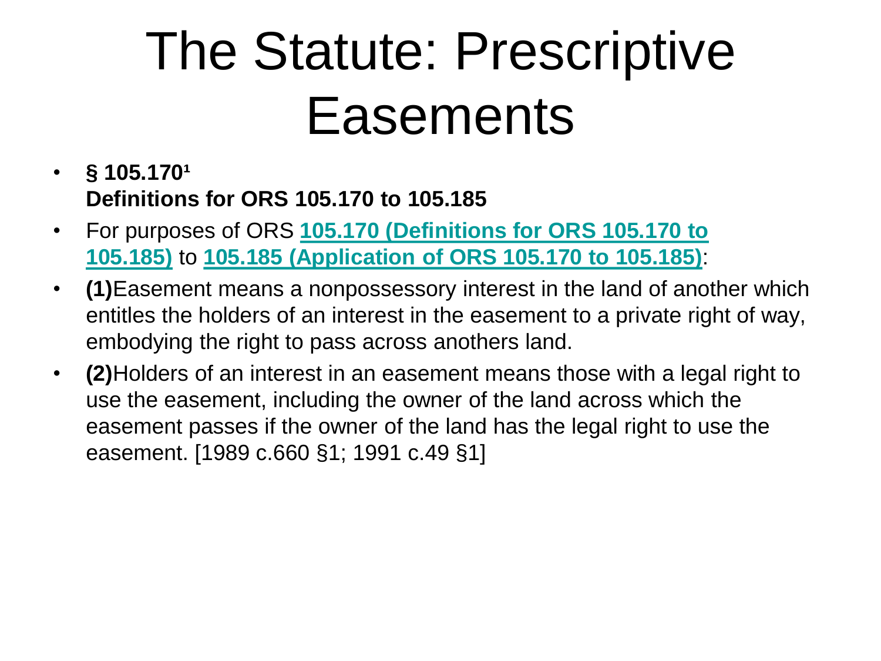# The Statute: Prescriptive Easements

- **§ 105.170[1]**
  **Definitions for ORS 105.170 to 105.185**
- For purposes of ORS **105.170 (Definitions for ORS 105.170 to 105.185)** to **105.185 (Application of ORS 105.170 to 105.185)**:
- **(1)**Easement means a nonpossessory interest in the land of another which entitles the holders of an interest in the easement to a private right of way, embodying the right to pass across anothers land.
- **(2)**Holders of an interest in an easement means those with a legal right to use the easement, including the owner of the land across which the easement passes if the owner of the land has the legal right to use the easement. [1989 c.660 §1; 1991 c.49 §1]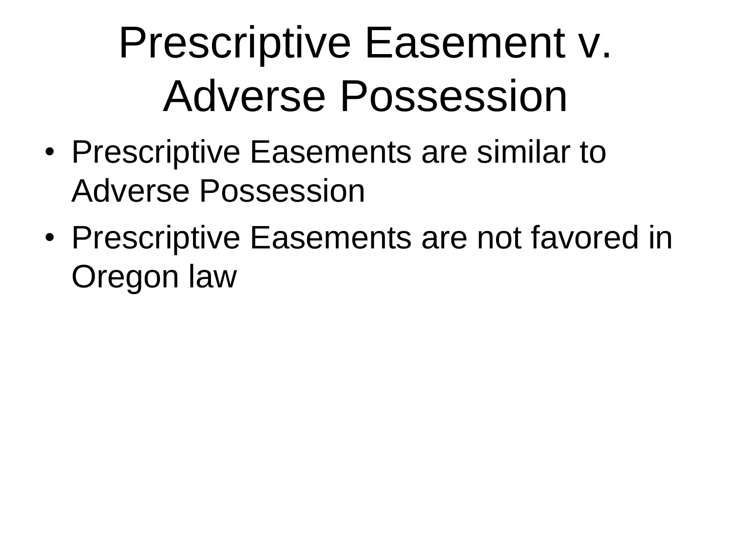# Prescriptive Easement v. Adverse Possession

- Prescriptive Easements are similar to Adverse Possession
- Prescriptive Easements are not favored in Oregon law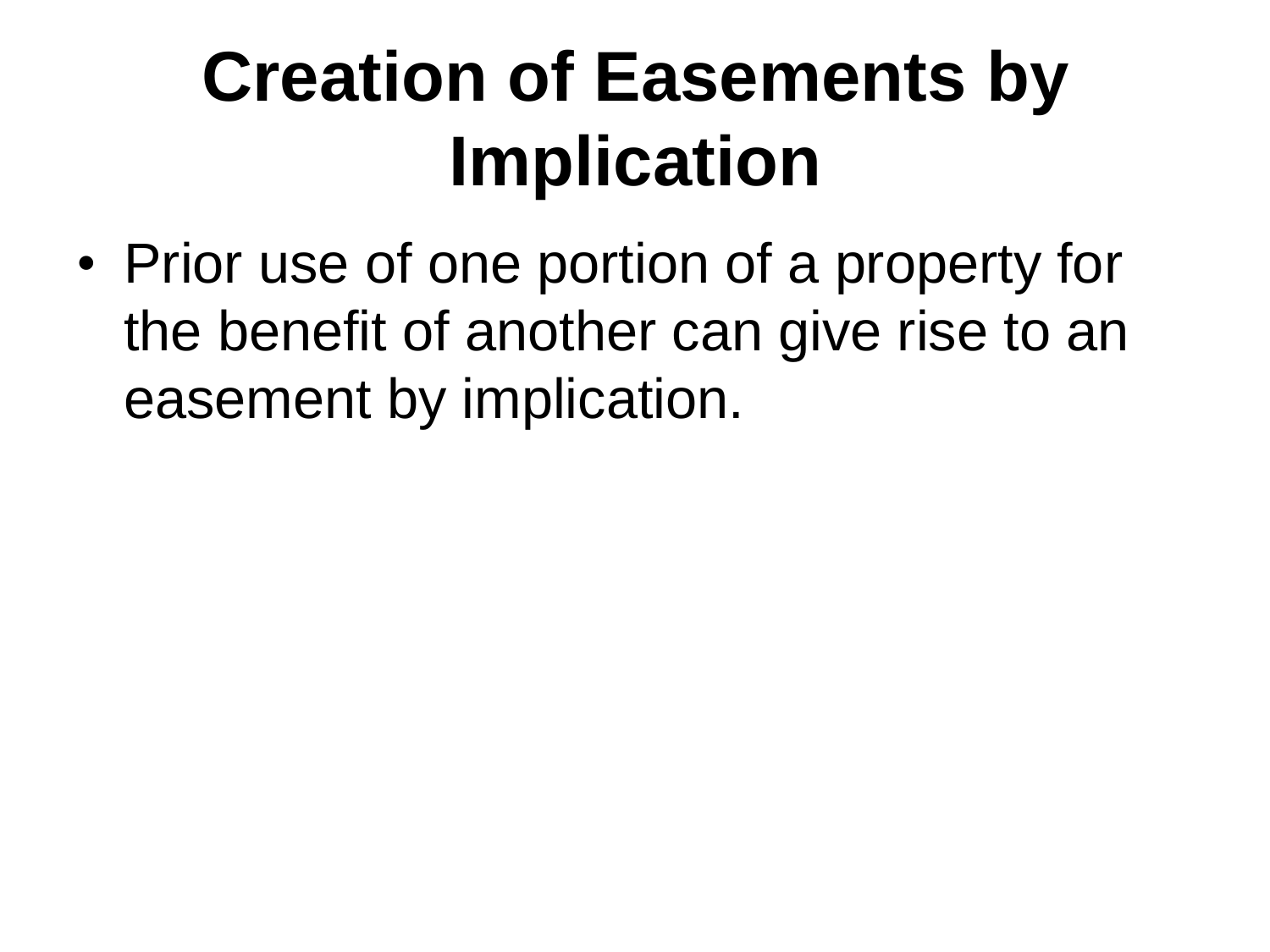# Creation of Easements by Implication

- Prior use of one portion of a property for the benefit of another can give rise to an easement by implication.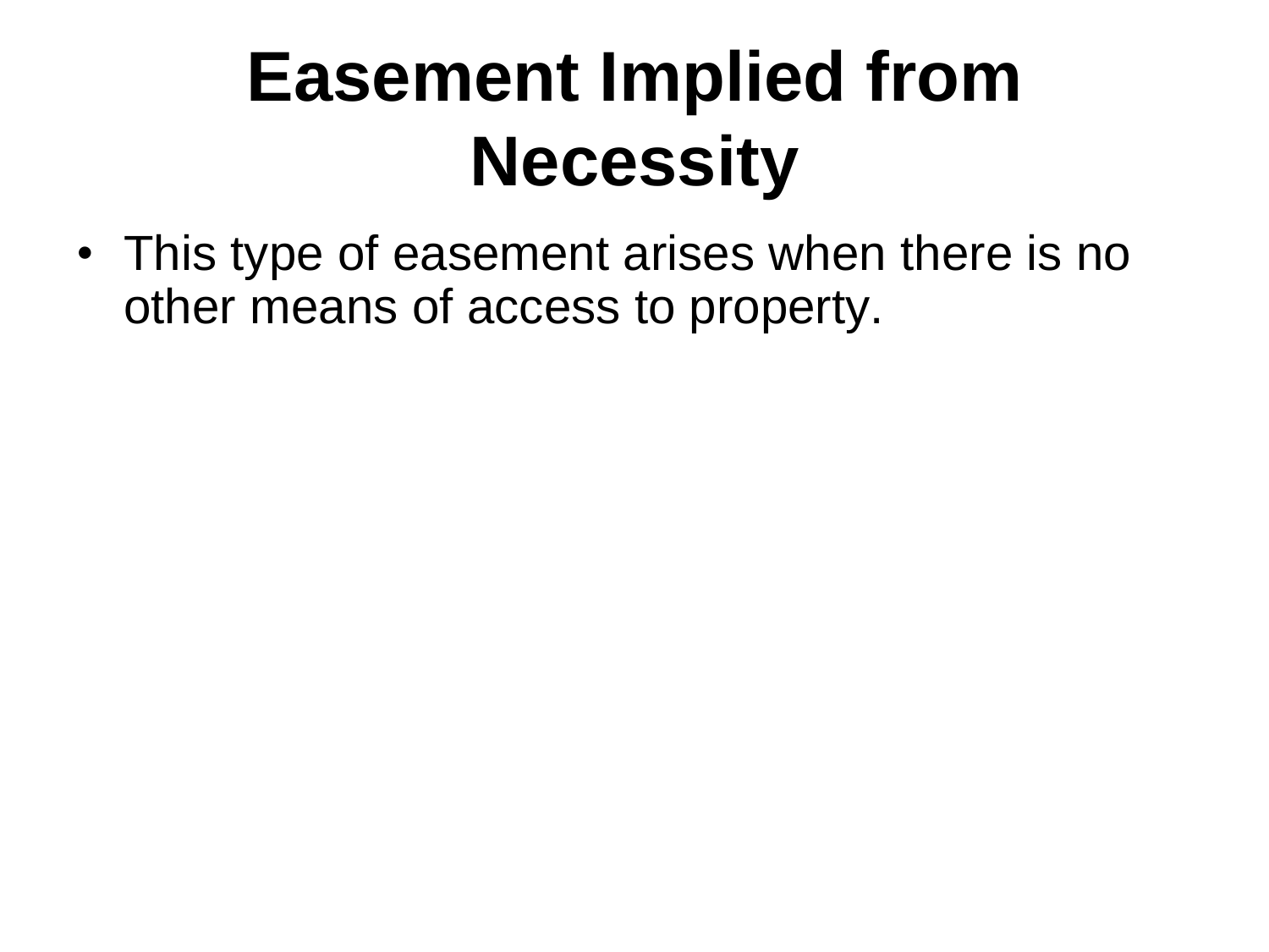# Easement Implied from Necessity

- This type of easement arises when there is no other means of access to property.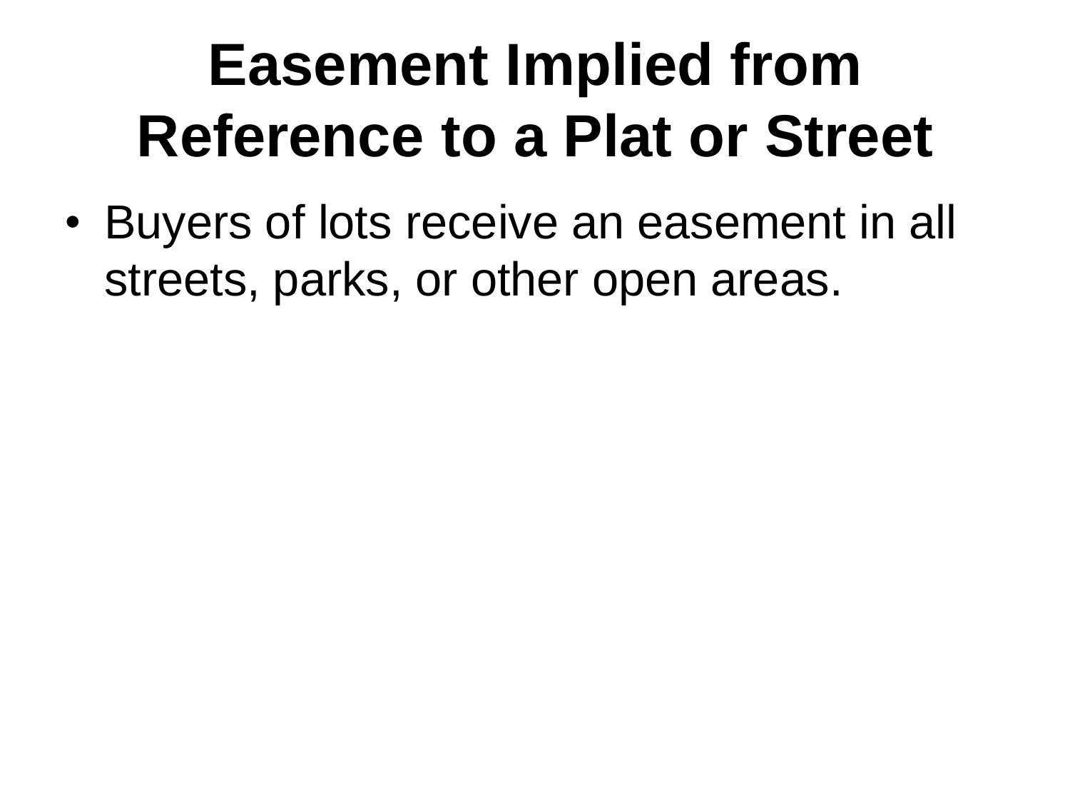# Easement Implied from Reference to a Plat or Street

- Buyers of lots receive an easement in all streets, parks, or other open areas.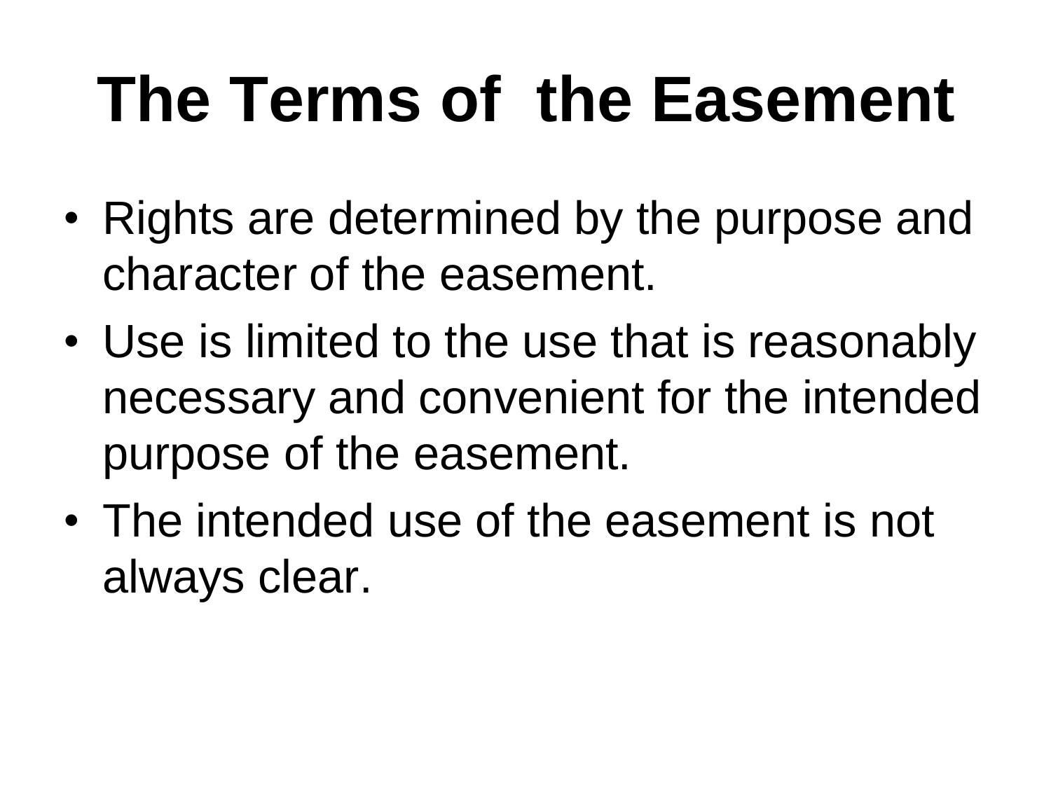# The Terms of the Easement

- Rights are determined by the purpose and character of the easement.
- Use is limited to the use that is reasonably necessary and convenient for the intended purpose of the easement.
- The intended use of the easement is not always clear.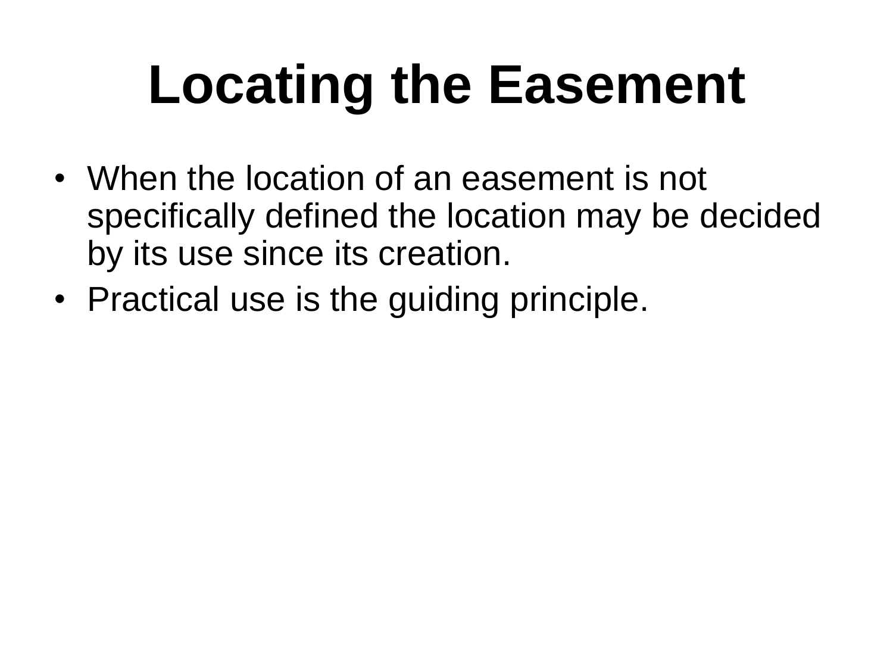# Locating the Easement

- When the location of an easement is not specifically defined the location may be decided by its use since its creation.
- Practical use is the guiding principle.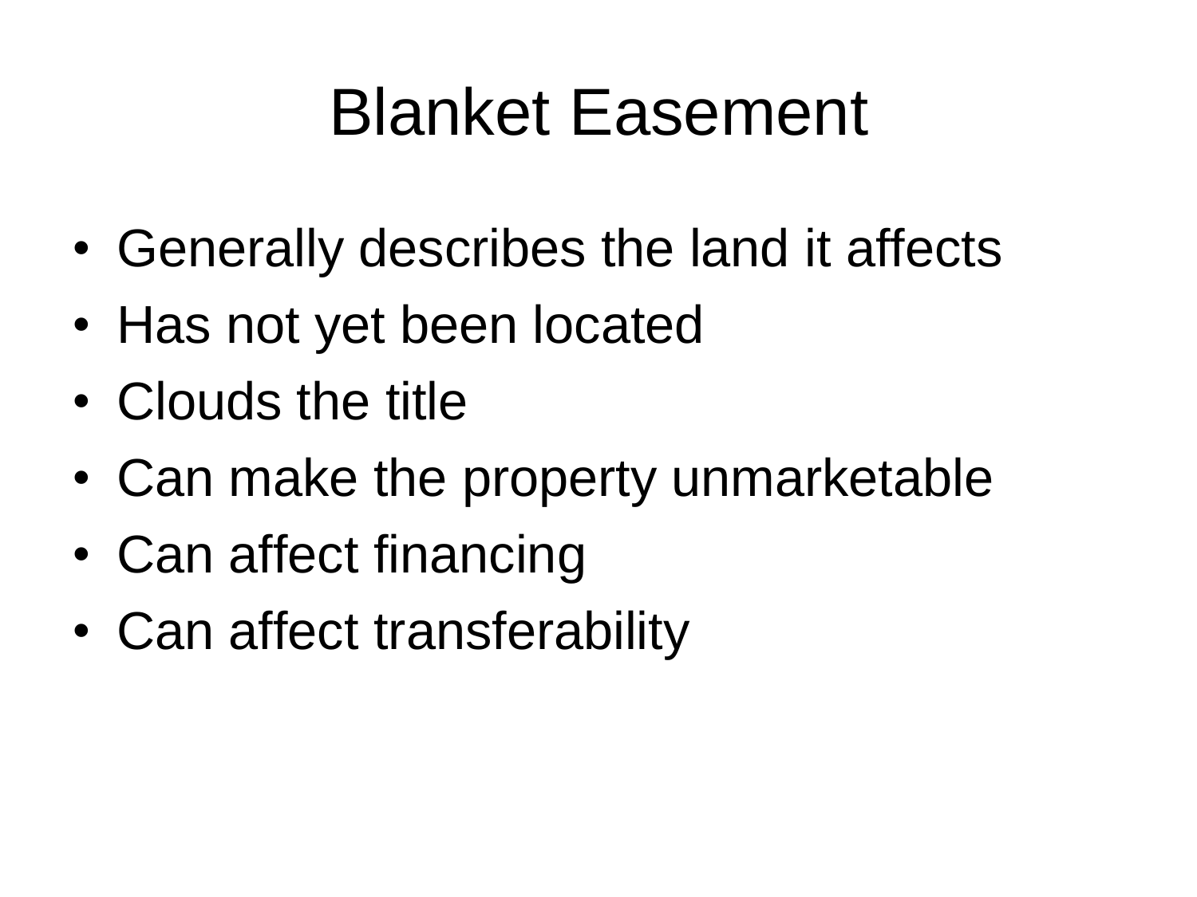# Blanket Easement

- Generally describes the land it affects
- Has not yet been located
- Clouds the title
- Can make the property unmarketable
- Can affect financing
- Can affect transferability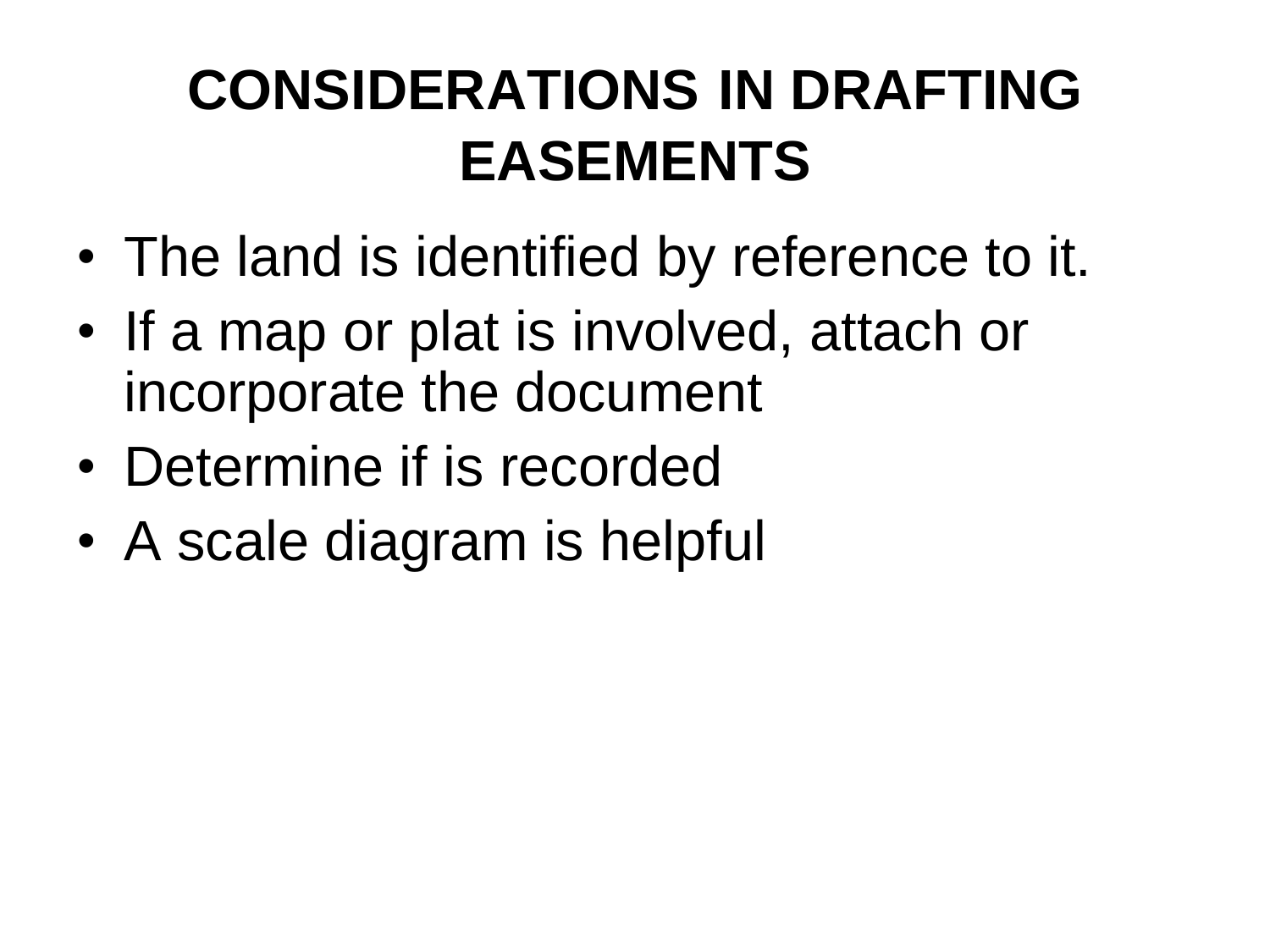# CONSIDERATIONS IN DRAFTING EASEMENTS

- The land is identified by reference to it.
- If a map or plat is involved, attach or incorporate the document
- Determine if is recorded
- A scale diagram is helpful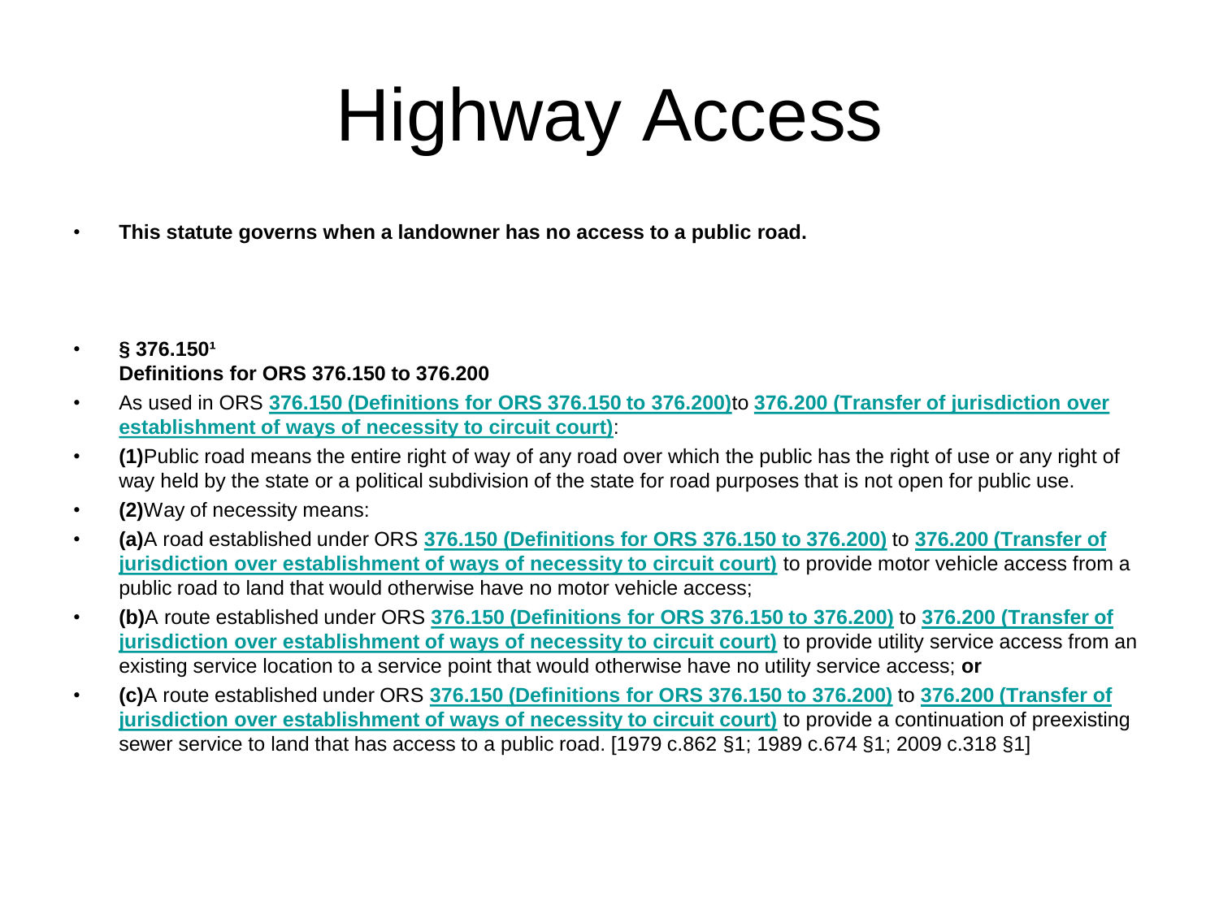# Highway Access

- **This statute governs when a landowner has no access to a public road.**

- **§ 376.150[1]**
  **Definitions for ORS 376.150 to 376.200**
- As used in ORS **376.150 (Definitions for ORS 376.150 to 376.200)**to **376.200 (Transfer of jurisdiction over establishment of ways of necessity to circuit court)**:
- **(1)**Public road means the entire right of way of any road over which the public has the right of use or any right of way held by the state or a political subdivision of the state for road purposes that is not open for public use.
- **(2)**Way of necessity means:
- **(a)**A road established under ORS **376.150 (Definitions for ORS 376.150 to 376.200)** to **376.200 (Transfer of jurisdiction over establishment of ways of necessity to circuit court)** to provide motor vehicle access from a public road to land that would otherwise have no motor vehicle access;
- **(b)**A route established under ORS **376.150 (Definitions for ORS 376.150 to 376.200)** to **376.200 (Transfer of jurisdiction over establishment of ways of necessity to circuit court)** to provide utility service access from an existing service location to a service point that would otherwise have no utility service access; **or**
- **(c)**A route established under ORS **376.150 (Definitions for ORS 376.150 to 376.200)** to **376.200 (Transfer of jurisdiction over establishment of ways of necessity to circuit court)** to provide a continuation of preexisting sewer service to land that has access to a public road. [1979 c.862 §1; 1989 c.674 §1; 2009 c.318 §1]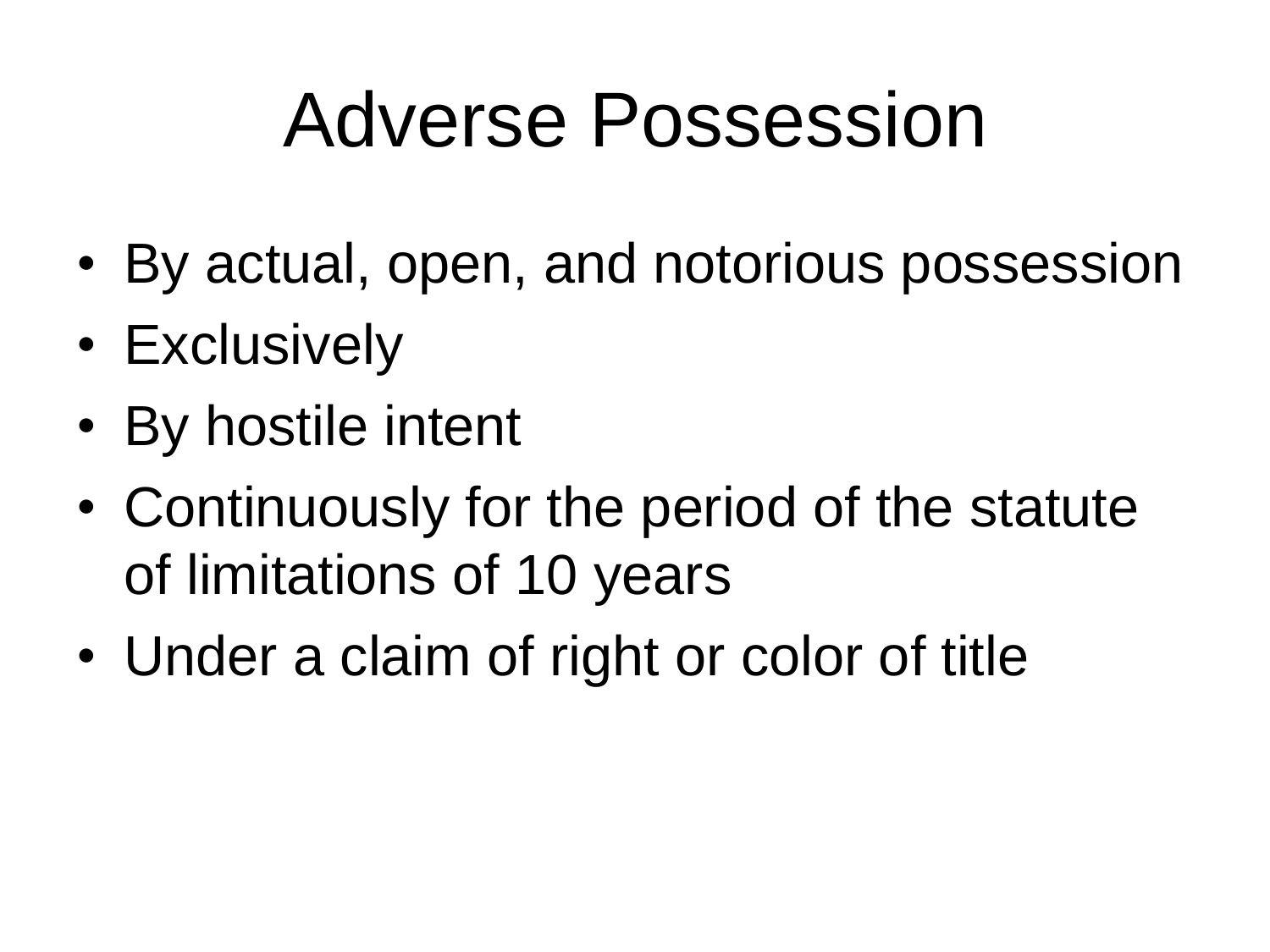# Adverse Possession

- By actual, open, and notorious possession
- Exclusively
- By hostile intent
- Continuously for the period of the statute of limitations of 10 years
- Under a claim of right or color of title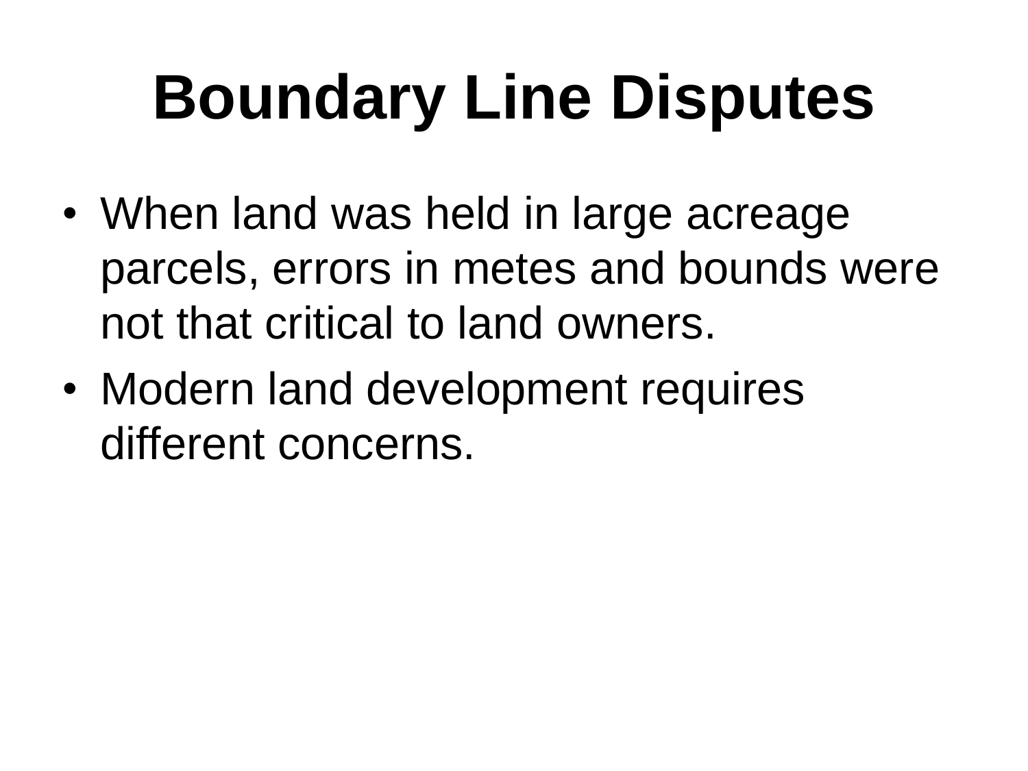# Boundary Line Disputes

- When land was held in large acreage parcels, errors in metes and bounds were not that critical to land owners.
- Modern land development requires different concerns.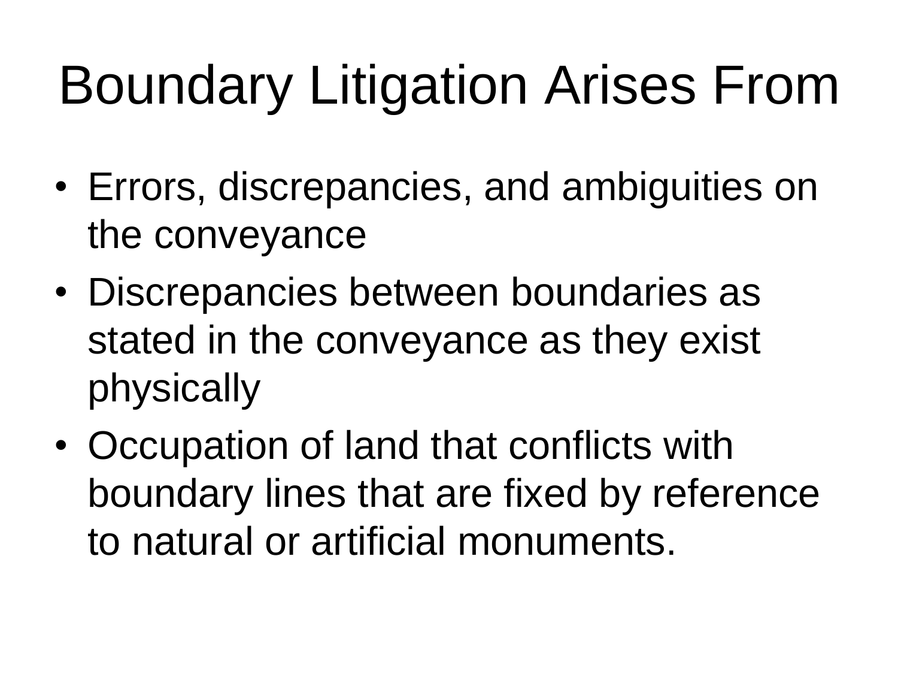# Boundary Litigation Arises From

- Errors, discrepancies, and ambiguities on the conveyance
- Discrepancies between boundaries as stated in the conveyance as they exist physically
- Occupation of land that conflicts with boundary lines that are fixed by reference to natural or artificial monuments.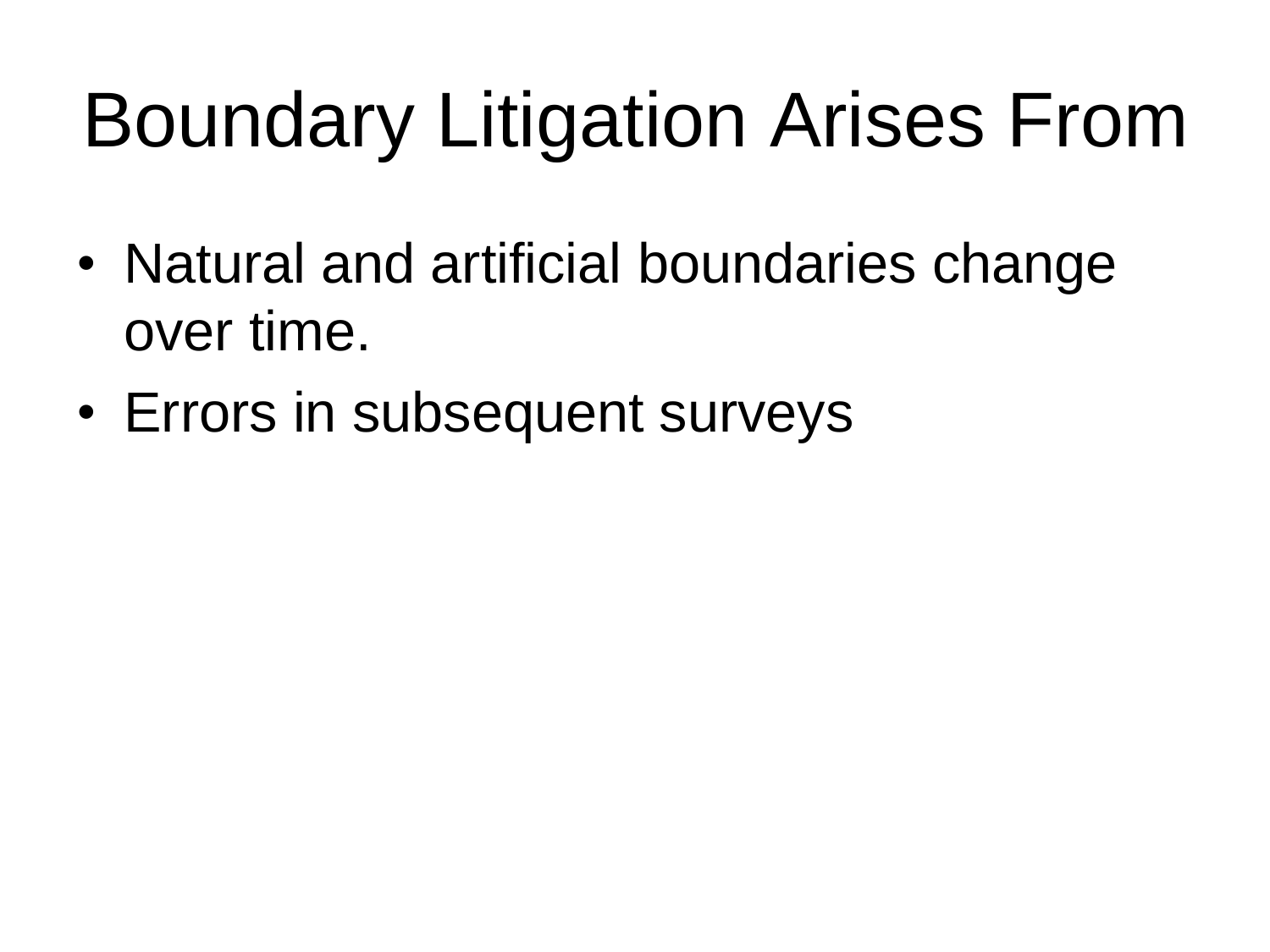# Boundary Litigation Arises From

- Natural and artificial boundaries change over time.
- Errors in subsequent surveys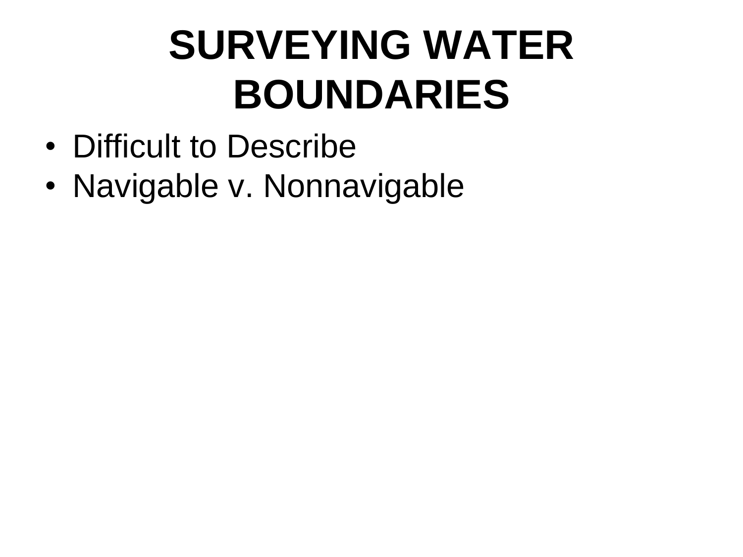# SURVEYING WATER BOUNDARIES

- Difficult to Describe
- Navigable v. Nonnavigable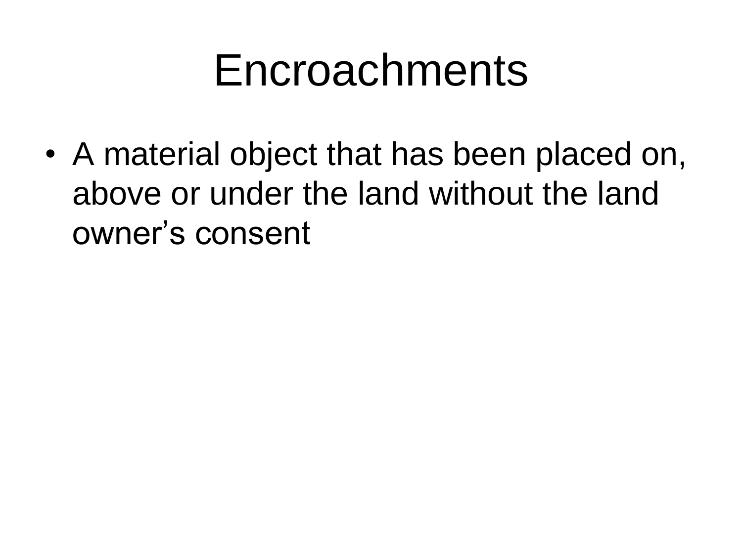# Encroachments

- A material object that has been placed on, above or under the land without the land owner’s consent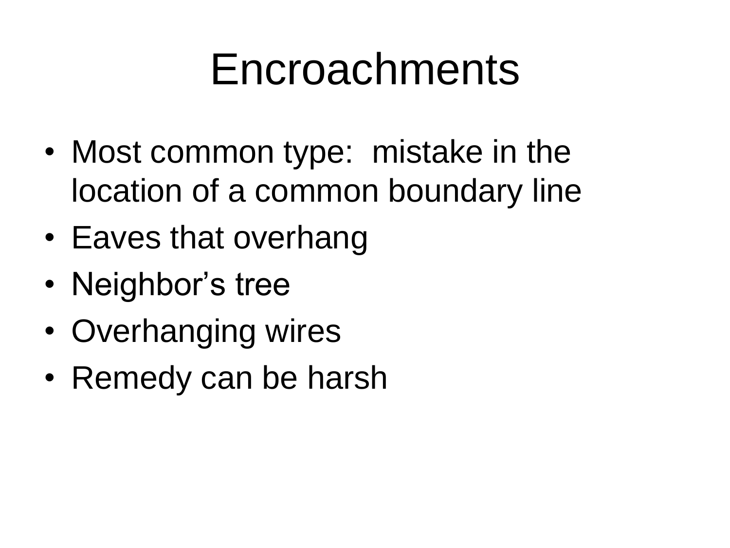# Encroachments

- Most common type:  mistake in the location of a common boundary line
- Eaves that overhang
- Neighbor’s tree
- Overhanging wires
- Remedy can be harsh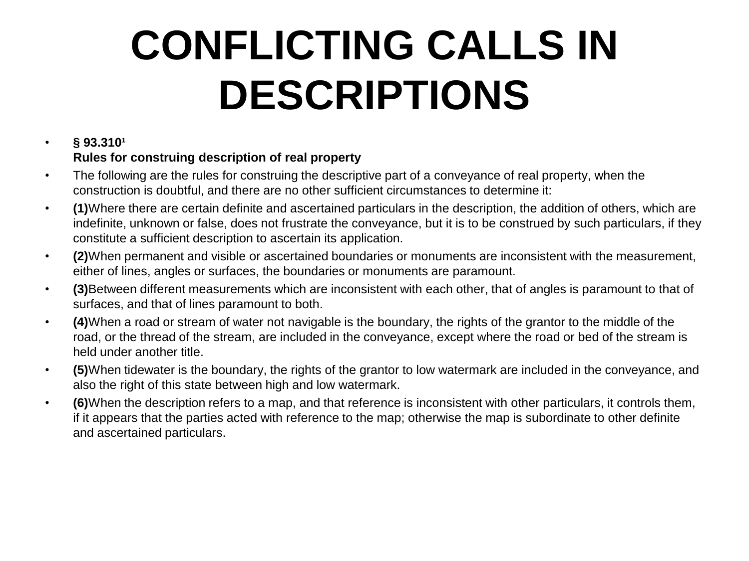# CONFLICTING CALLS IN DESCRIPTIONS

- **§ 93.310[1]**
  **Rules for construing description of real property**
- The following are the rules for construing the descriptive part of a conveyance of real property, when the construction is doubtful, and there are no other sufficient circumstances to determine it:
- **(1)**Where there are certain definite and ascertained particulars in the description, the addition of others, which are indefinite, unknown or false, does not frustrate the conveyance, but it is to be construed by such particulars, if they constitute a sufficient description to ascertain its application.
- **(2)**When permanent and visible or ascertained boundaries or monuments are inconsistent with the measurement, either of lines, angles or surfaces, the boundaries or monuments are paramount.
- **(3)**Between different measurements which are inconsistent with each other, that of angles is paramount to that of surfaces, and that of lines paramount to both.
- **(4)**When a road or stream of water not navigable is the boundary, the rights of the grantor to the middle of the road, or the thread of the stream, are included in the conveyance, except where the road or bed of the stream is held under another title.
- **(5)**When tidewater is the boundary, the rights of the grantor to low watermark are included in the conveyance, and also the right of this state between high and low watermark.
- **(6)**When the description refers to a map, and that reference is inconsistent with other particulars, it controls them, if it appears that the parties acted with reference to the map; otherwise the map is subordinate to other definite and ascertained particulars.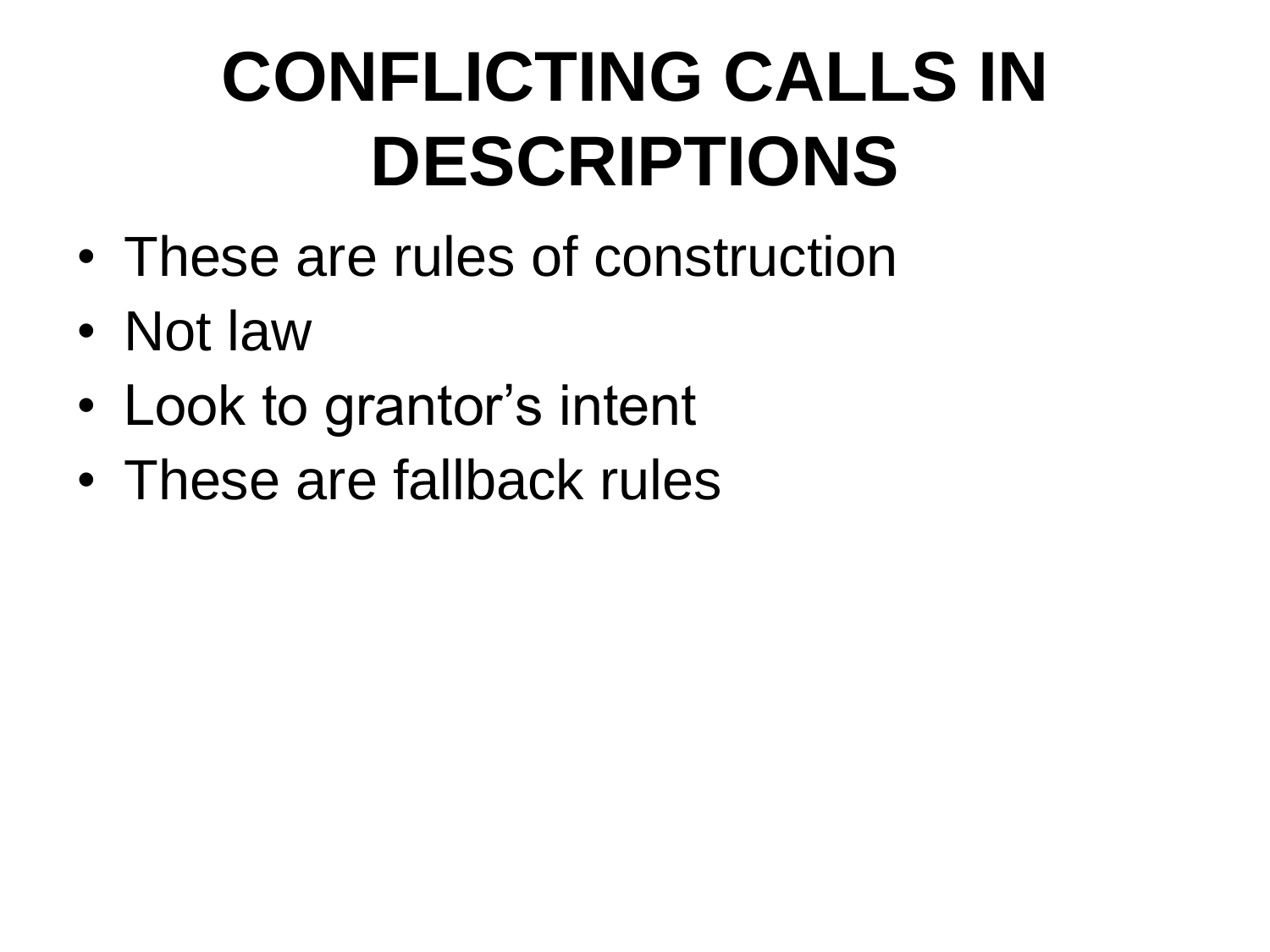# CONFLICTING CALLS IN DESCRIPTIONS

- These are rules of construction
- Not law
- Look to grantor’s intent
- These are fallback rules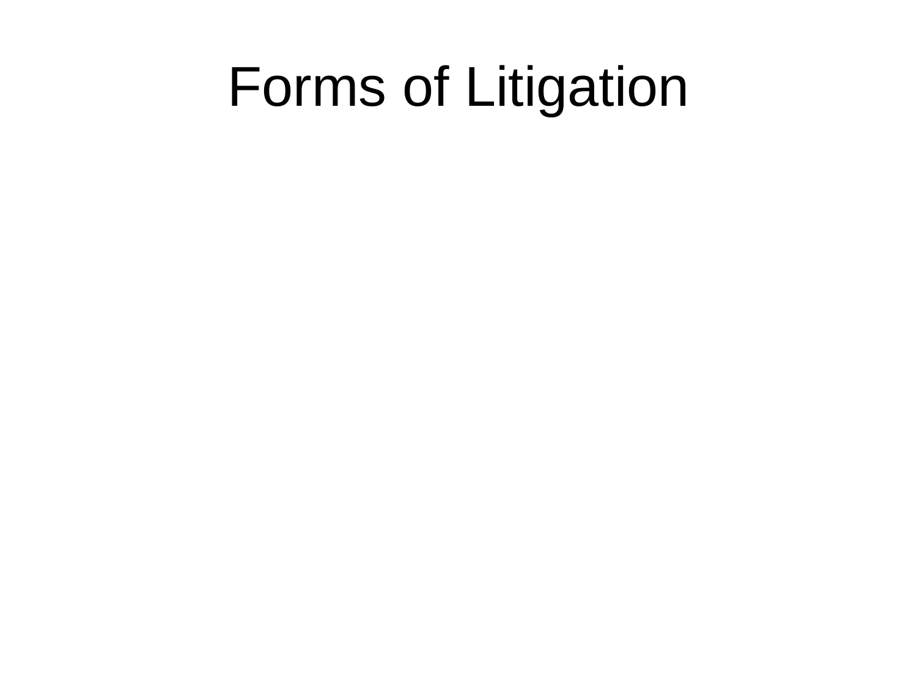# Forms of Litigation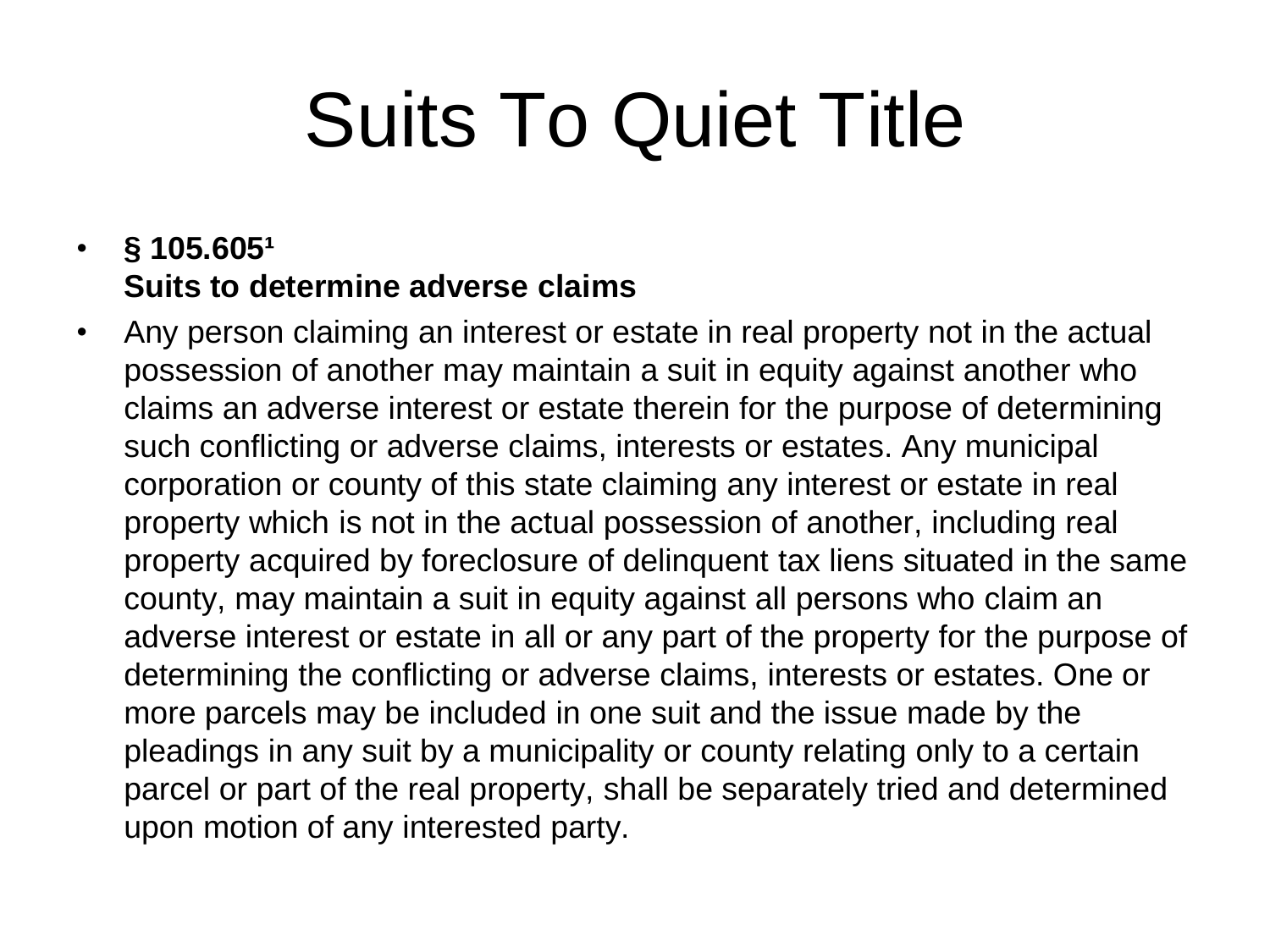# Suits To Quiet Title

- **§ 105.605[1]**
  **Suits to determine adverse claims**
- Any person claiming an interest or estate in real property not in the actual possession of another may maintain a suit in equity against another who claims an adverse interest or estate therein for the purpose of determining such conflicting or adverse claims, interests or estates. Any municipal corporation or county of this state claiming any interest or estate in real property which is not in the actual possession of another, including real property acquired by foreclosure of delinquent tax liens situated in the same county, may maintain a suit in equity against all persons who claim an adverse interest or estate in all or any part of the property for the purpose of determining the conflicting or adverse claims, interests or estates. One or more parcels may be included in one suit and the issue made by the pleadings in any suit by a municipality or county relating only to a certain parcel or part of the real property, shall be separately tried and determined upon motion of any interested party.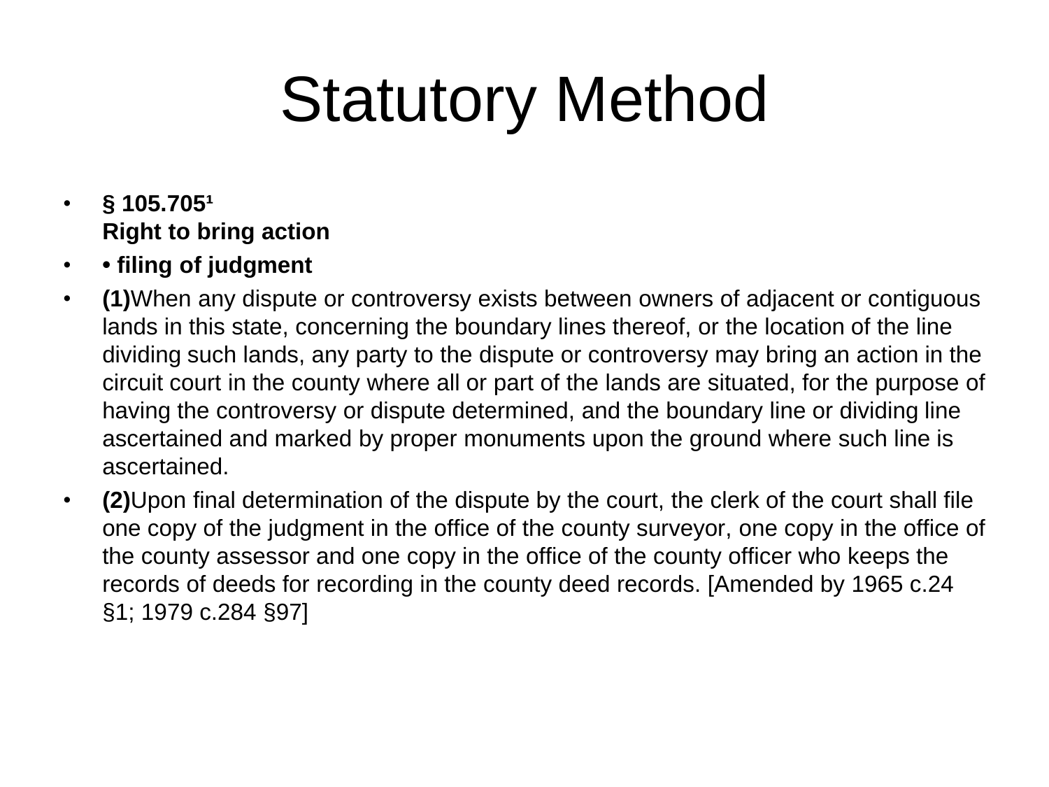# Statutory Method

- **§ 105.705[1]**
  **Right to bring action**
- **• filing of judgment**
- **(1)**When any dispute or controversy exists between owners of adjacent or contiguous lands in this state, concerning the boundary lines thereof, or the location of the line dividing such lands, any party to the dispute or controversy may bring an action in the circuit court in the county where all or part of the lands are situated, for the purpose of having the controversy or dispute determined, and the boundary line or dividing line ascertained and marked by proper monuments upon the ground where such line is ascertained.
- **(2)**Upon final determination of the dispute by the court, the clerk of the court shall file one copy of the judgment in the office of the county surveyor, one copy in the office of the county assessor and one copy in the office of the county officer who keeps the records of deeds for recording in the county deed records. [Amended by 1965 c.24 §1; 1979 c.284 §97]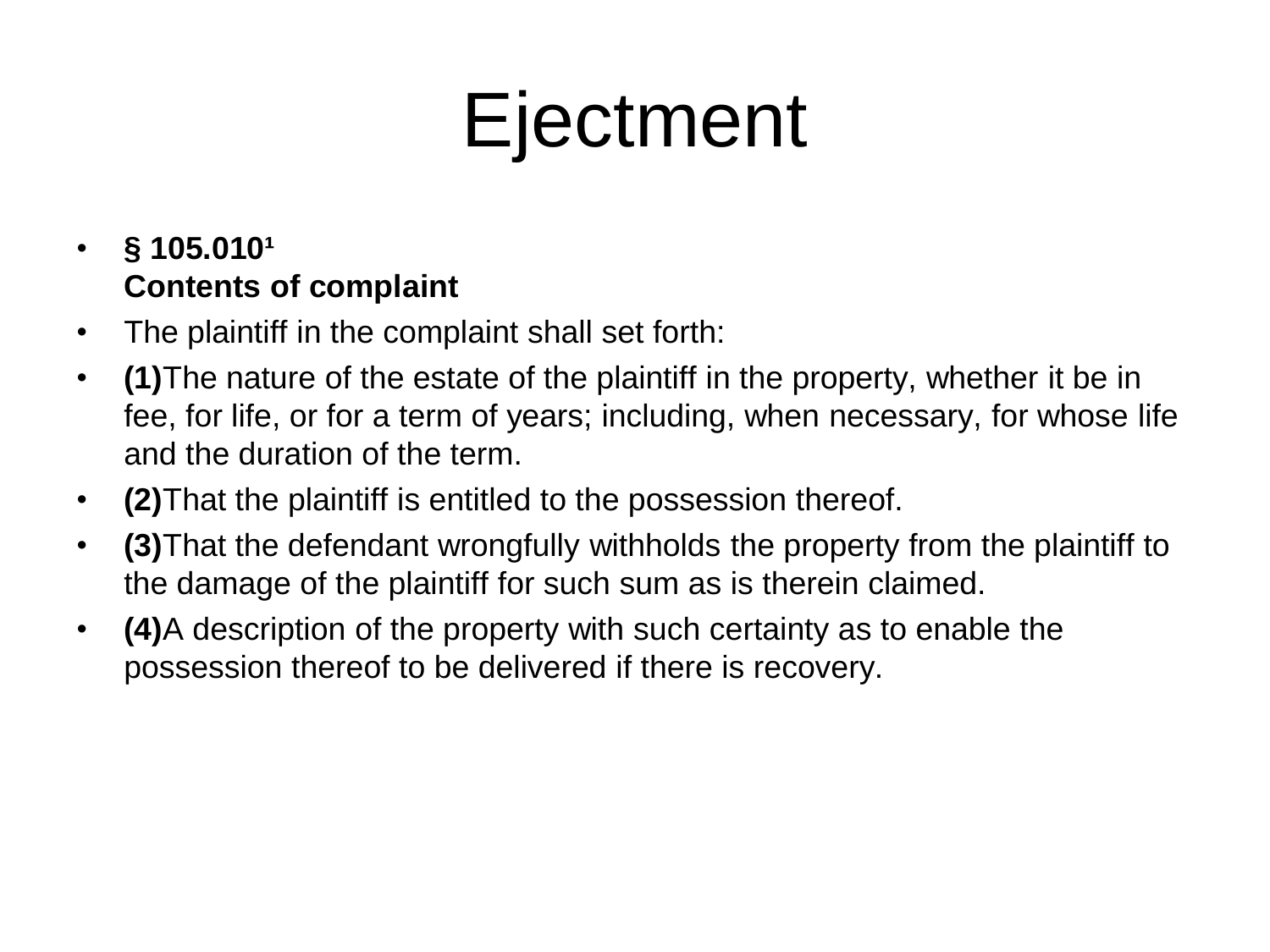# Ejectment

- **§ 105.010[1]**
  **Contents of complaint**
- The plaintiff in the complaint shall set forth:
- **(1)**The nature of the estate of the plaintiff in the property, whether it be in fee, for life, or for a term of years; including, when necessary, for whose life and the duration of the term.
- **(2)**That the plaintiff is entitled to the possession thereof.
- **(3)**That the defendant wrongfully withholds the property from the plaintiff to the damage of the plaintiff for such sum as is therein claimed.
- **(4)**A description of the property with such certainty as to enable the possession thereof to be delivered if there is recovery.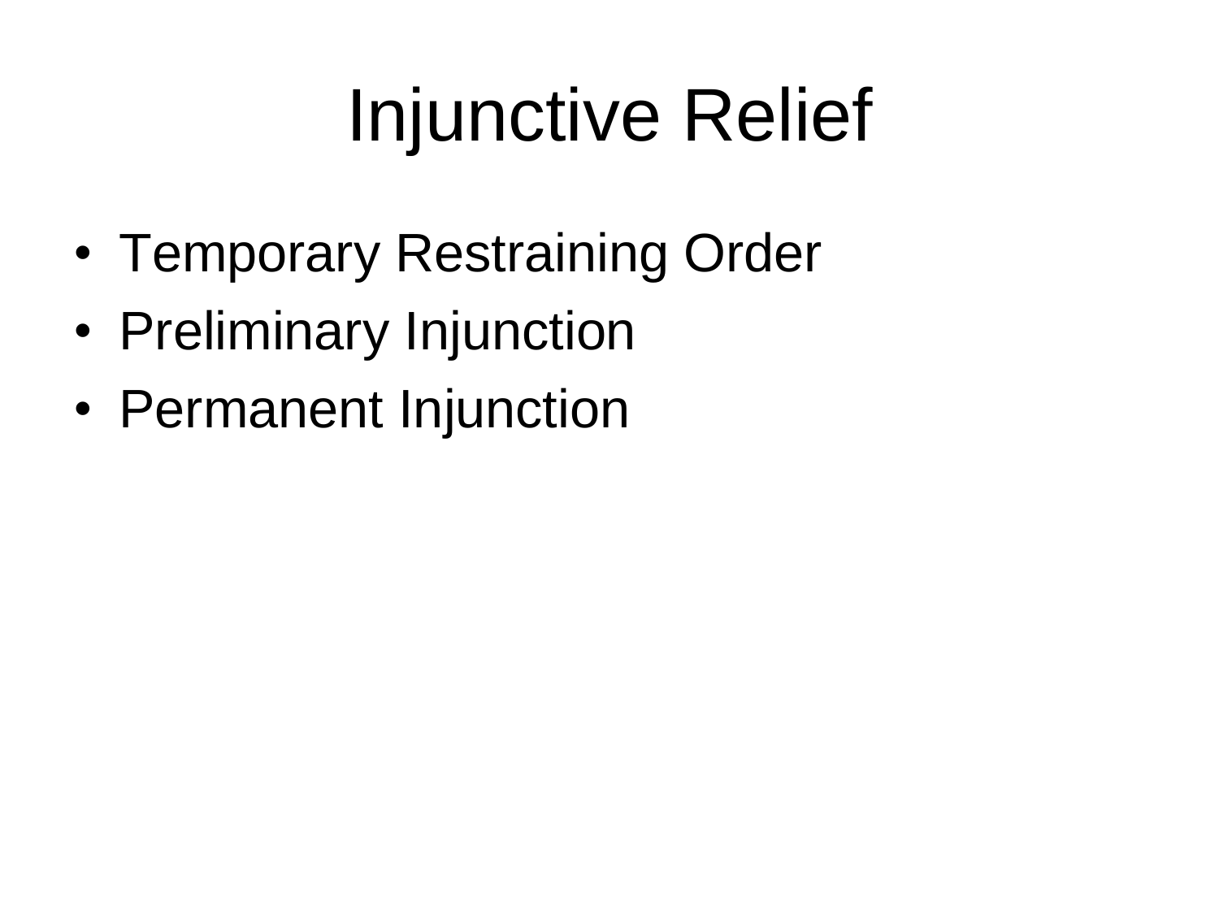# Injunctive Relief

- Temporary Restraining Order
- Preliminary Injunction
- Permanent Injunction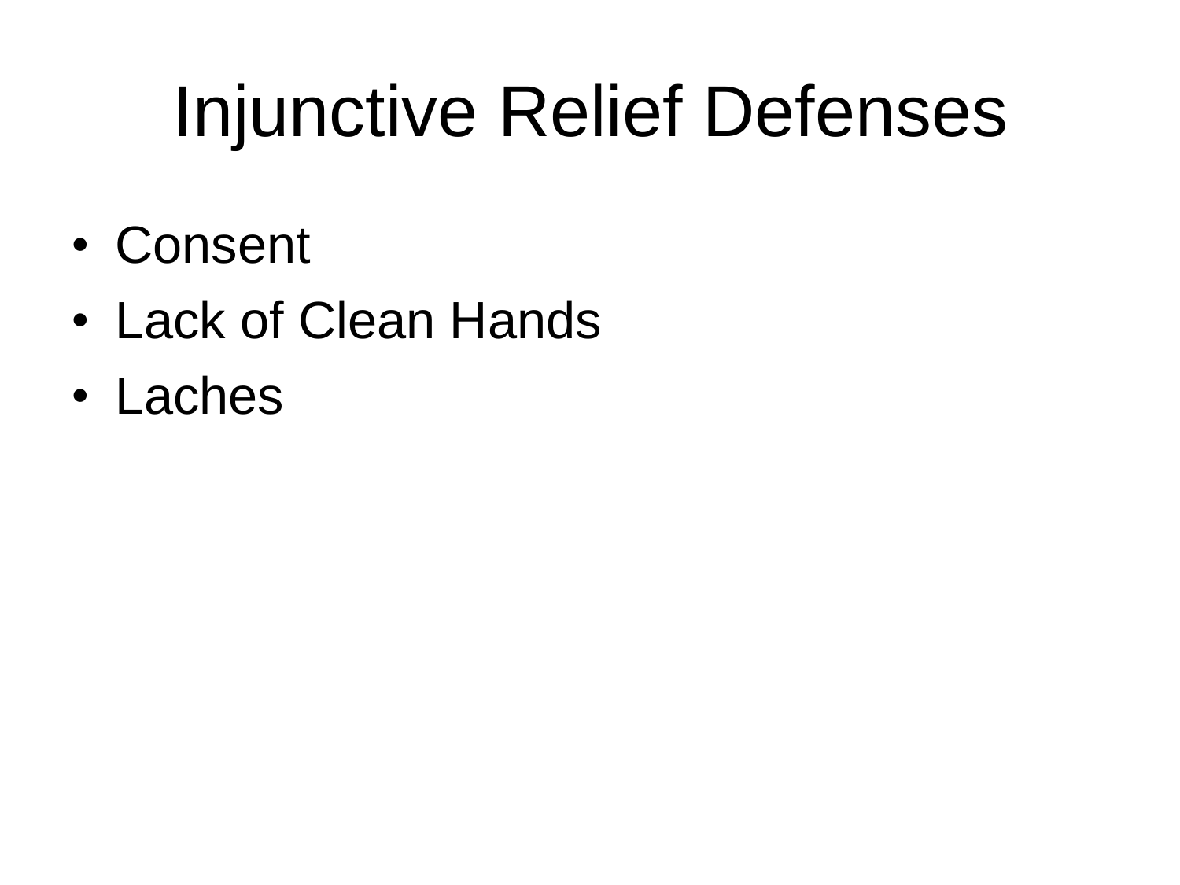# Injunctive Relief Defenses

- Consent
- Lack of Clean Hands
- Laches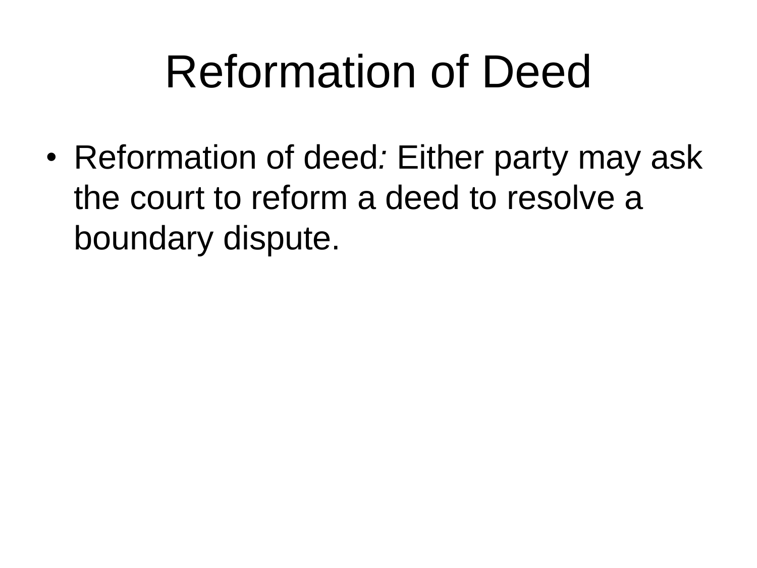# Reformation of Deed

- Reformation of deed*:* Either party may ask the court to reform a deed to resolve a boundary dispute.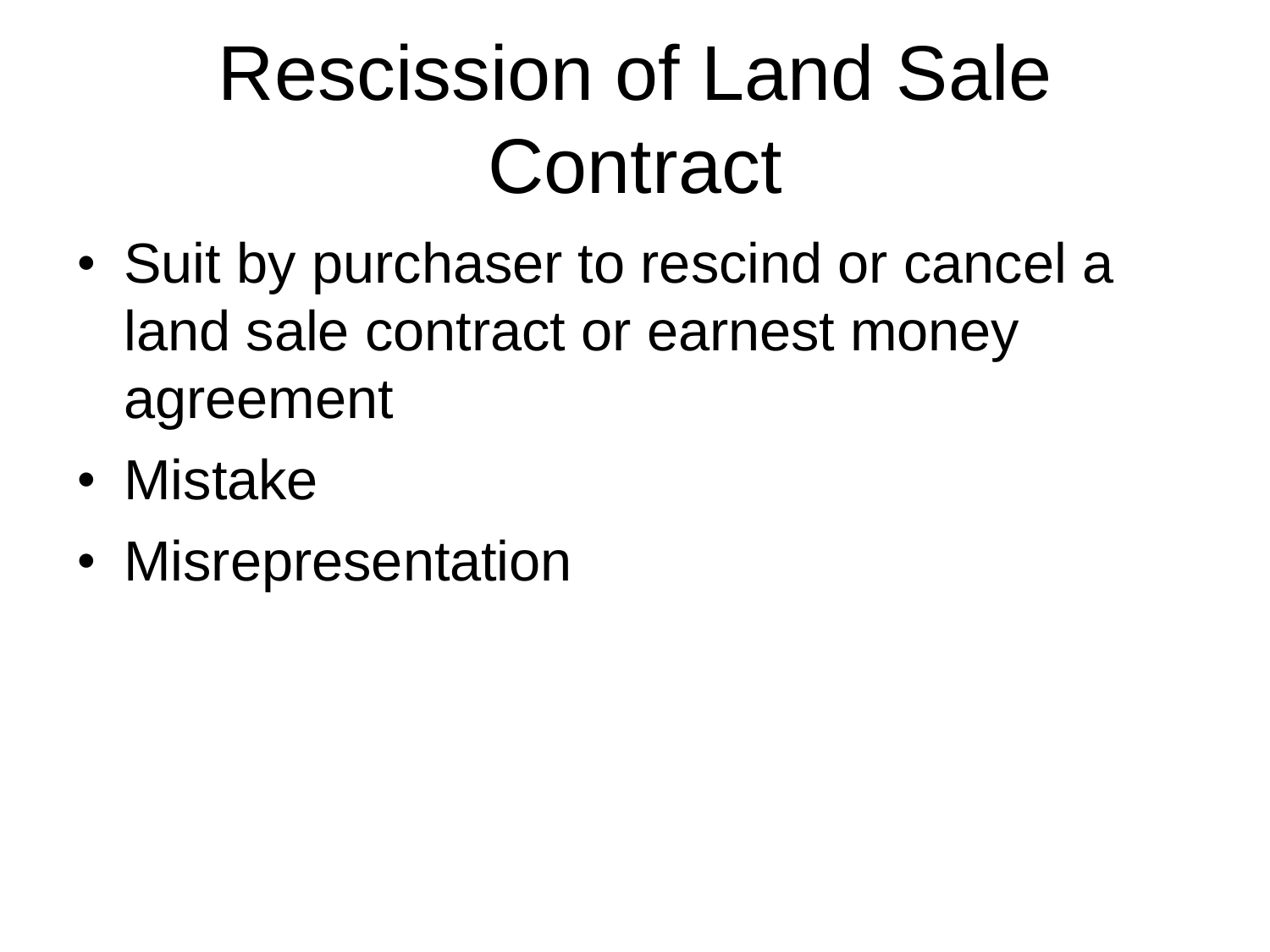# Rescission of Land Sale Contract

- Suit by purchaser to rescind or cancel a land sale contract or earnest money agreement
- Mistake
- Misrepresentation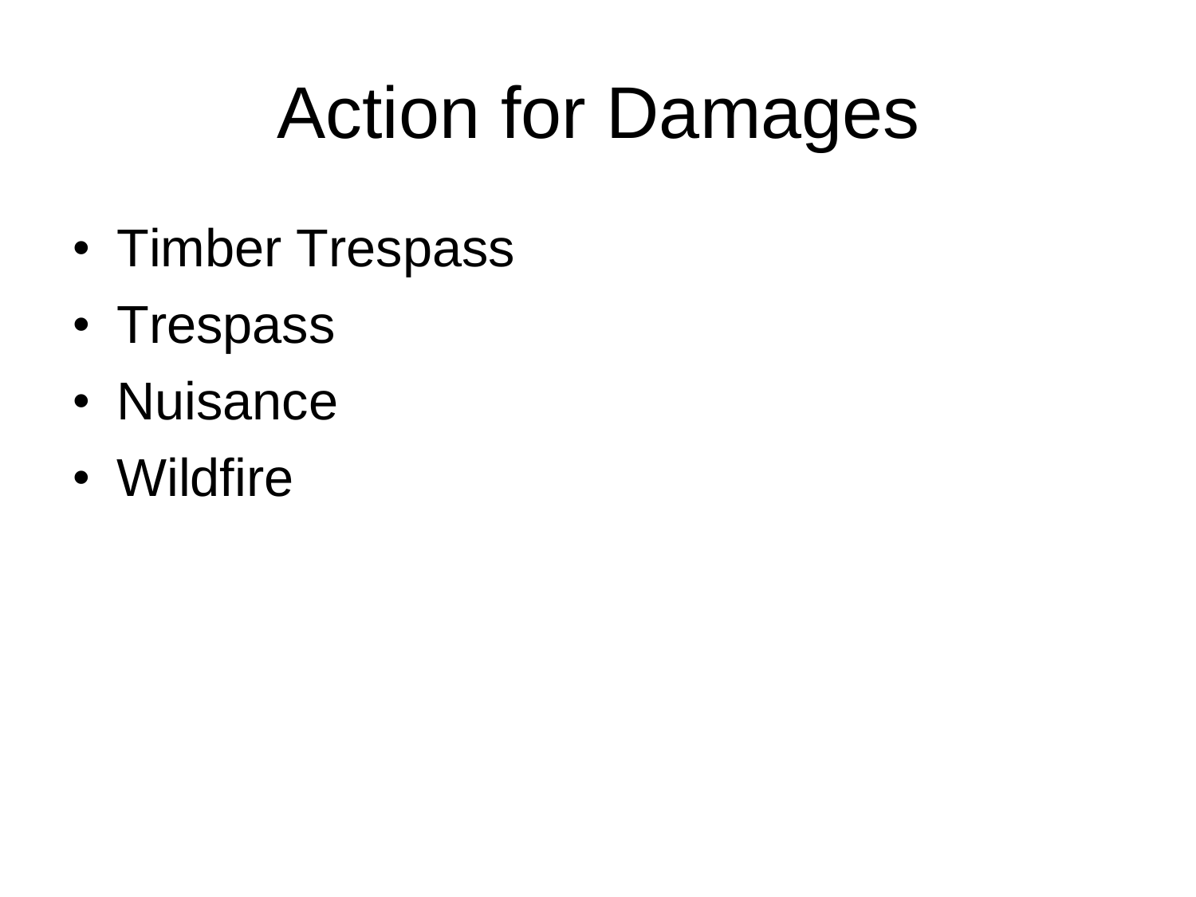# Action for Damages

- Timber Trespass
- Trespass
- Nuisance
- Wildfire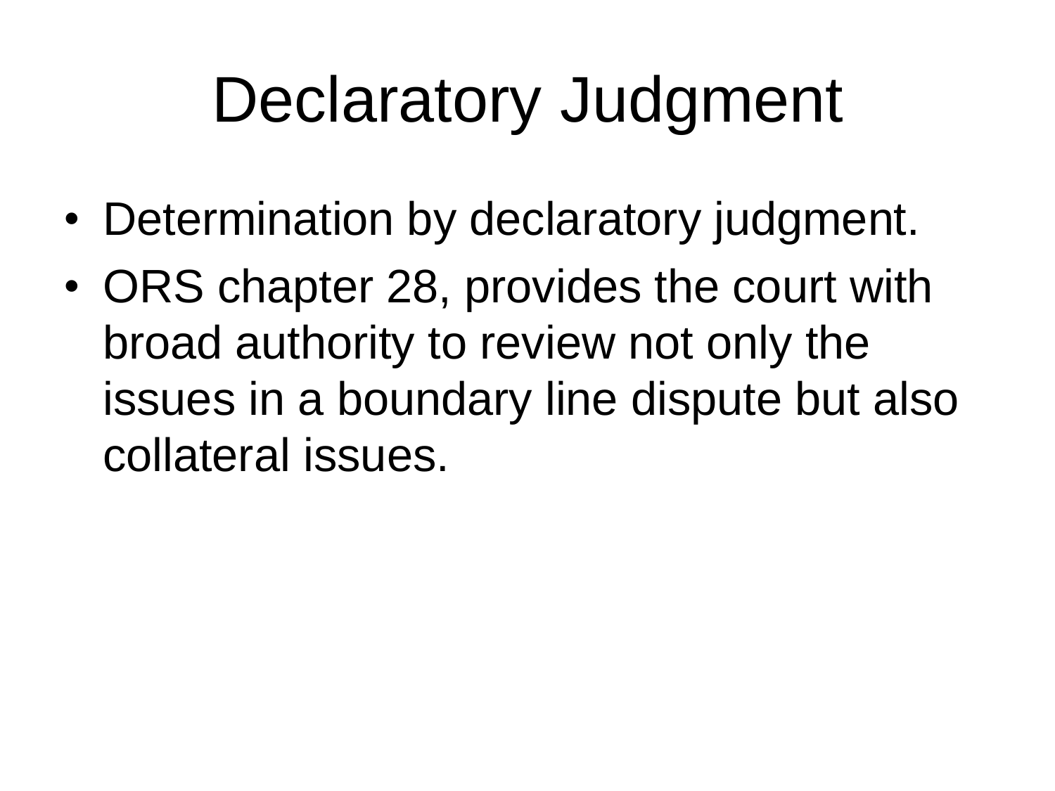# Declaratory Judgment

- Determination by declaratory judgment.
- ORS chapter 28, provides the court with broad authority to review not only the issues in a boundary line dispute but also collateral issues.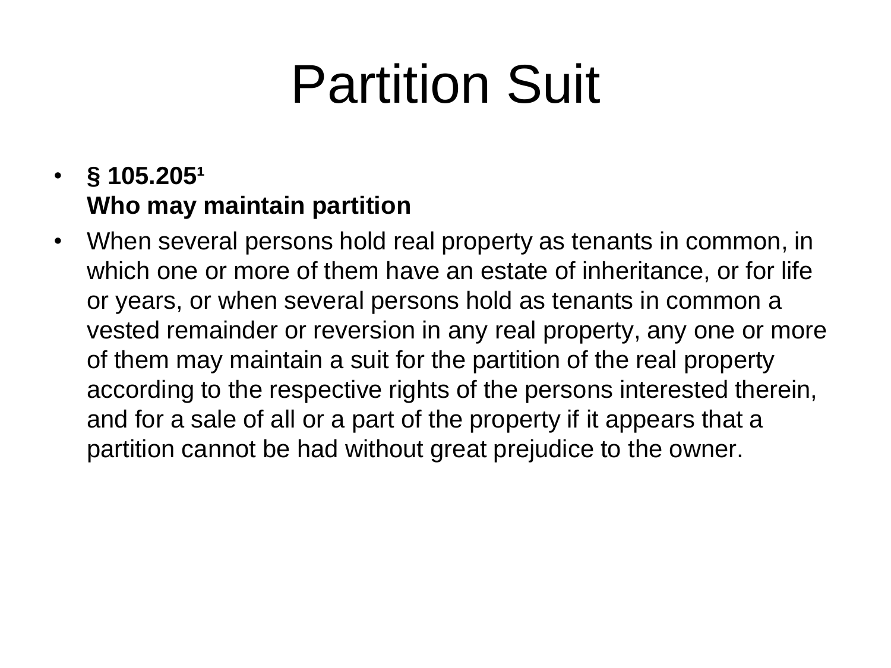# Partition Suit

- **§ 105.205[1]**
  **Who may maintain partition**
- When several persons hold real property as tenants in common, in which one or more of them have an estate of inheritance, or for life or years, or when several persons hold as tenants in common a vested remainder or reversion in any real property, any one or more of them may maintain a suit for the partition of the real property according to the respective rights of the persons interested therein, and for a sale of all or a part of the property if it appears that a partition cannot be had without great prejudice to the owner.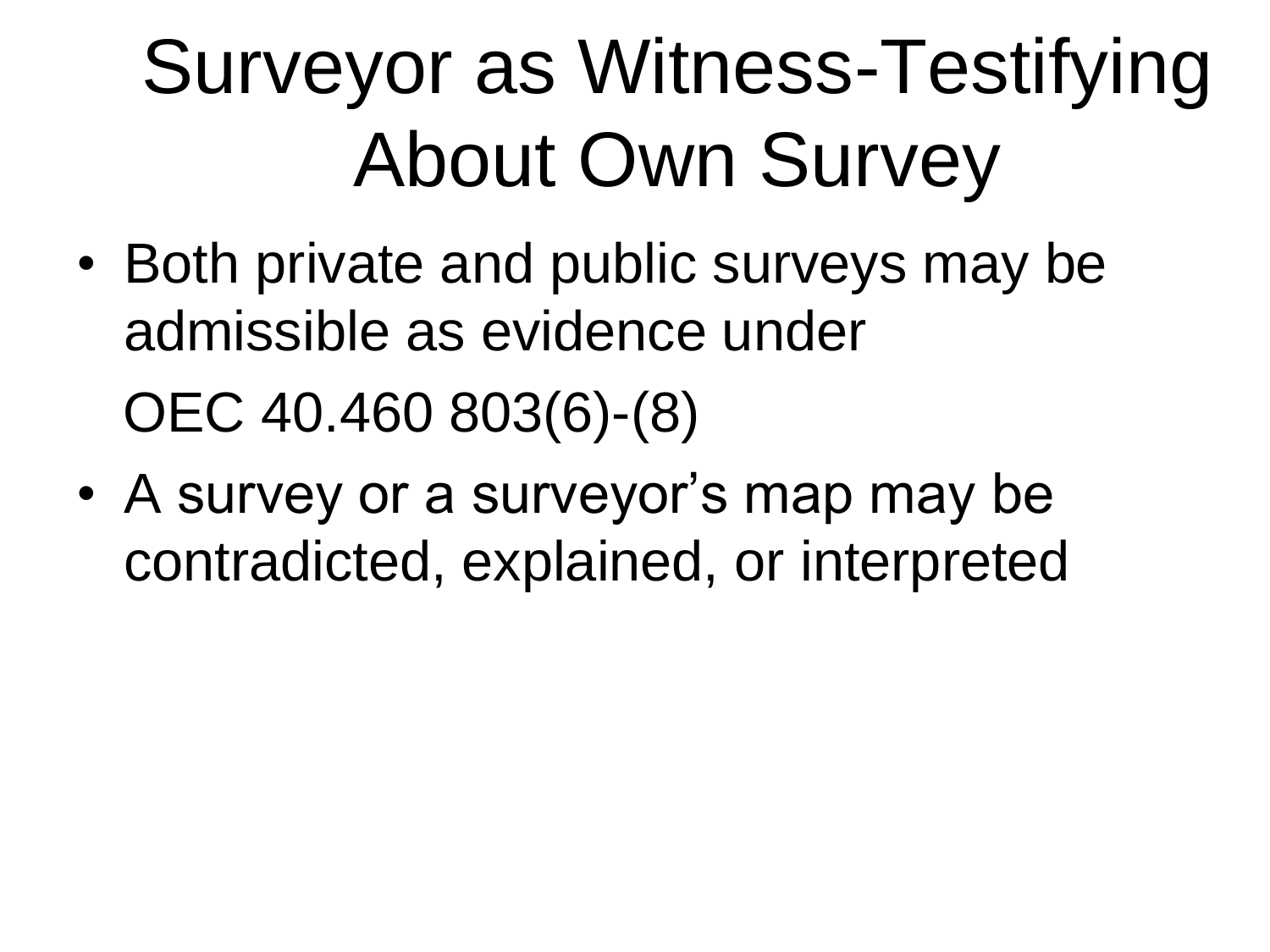# Surveyor as Witness-Testifying About Own Survey

- Both private and public surveys may be admissible as evidence under

  OEC 40.460 803(6)-(8)

- A survey or a surveyor's map may be contradicted, explained, or interpreted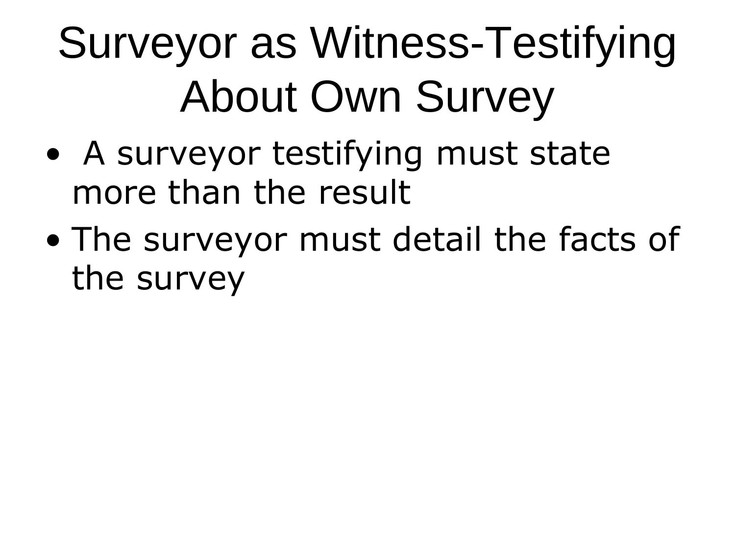# Surveyor as Witness-Testifying About Own Survey

- A surveyor testifying must state more than the result
- The surveyor must detail the facts of the survey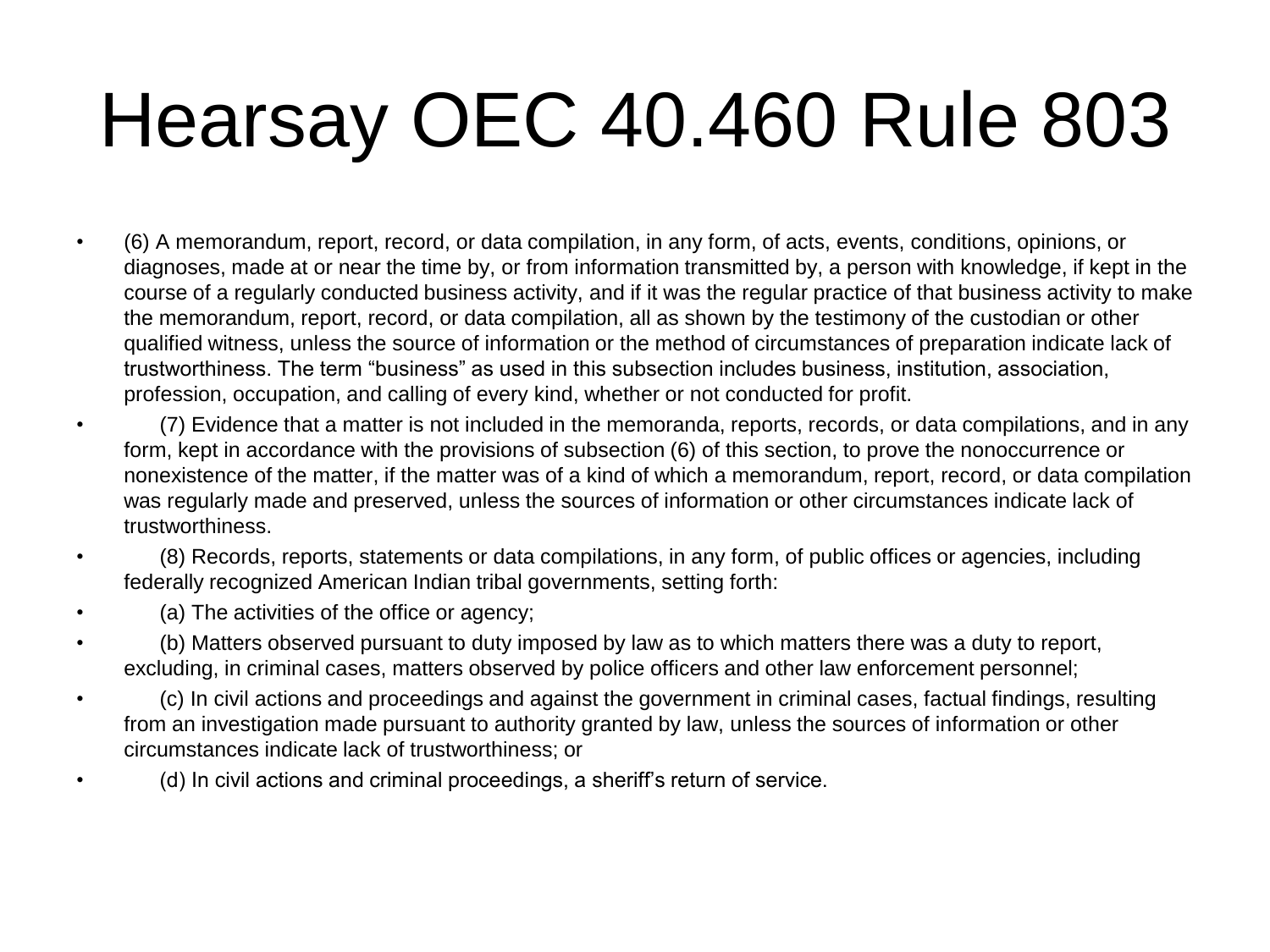# Hearsay OEC 40.460 Rule 803

- (6) A memorandum, report, record, or data compilation, in any form, of acts, events, conditions, opinions, or diagnoses, made at or near the time by, or from information transmitted by, a person with knowledge, if kept in the course of a regularly conducted business activity, and if it was the regular practice of that business activity to make the memorandum, report, record, or data compilation, all as shown by the testimony of the custodian or other qualified witness, unless the source of information or the method of circumstances of preparation indicate lack of trustworthiness. The term "business" as used in this subsection includes business, institution, association, profession, occupation, and calling of every kind, whether or not conducted for profit.
- (7) Evidence that a matter is not included in the memoranda, reports, records, or data compilations, and in any form, kept in accordance with the provisions of subsection (6) of this section, to prove the nonoccurrence or nonexistence of the matter, if the matter was of a kind of which a memorandum, report, record, or data compilation was regularly made and preserved, unless the sources of information or other circumstances indicate lack of trustworthiness.
- (8) Records, reports, statements or data compilations, in any form, of public offices or agencies, including federally recognized American Indian tribal governments, setting forth:
- (a) The activities of the office or agency;
- (b) Matters observed pursuant to duty imposed by law as to which matters there was a duty to report, excluding, in criminal cases, matters observed by police officers and other law enforcement personnel;
- (c) In civil actions and proceedings and against the government in criminal cases, factual findings, resulting from an investigation made pursuant to authority granted by law, unless the sources of information or other circumstances indicate lack of trustworthiness; or
- (d) In civil actions and criminal proceedings, a sheriff's return of service.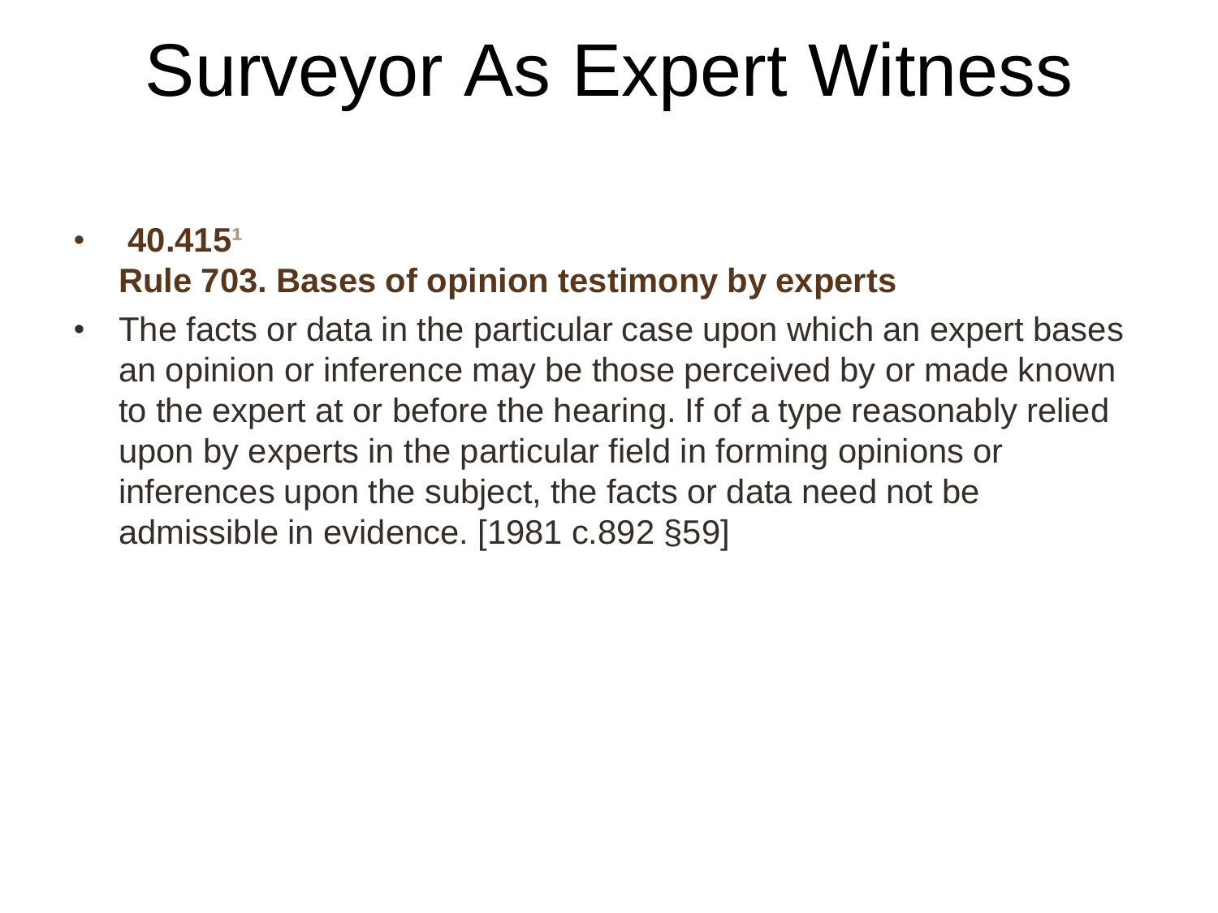# Surveyor As Expert Witness

- **40.415[1]**
  **Rule 703. Bases of opinion testimony by experts**
- The facts or data in the particular case upon which an expert bases an opinion or inference may be those perceived by or made known to the expert at or before the hearing. If of a type reasonably relied upon by experts in the particular field in forming opinions or inferences upon the subject, the facts or data need not be admissible in evidence. [1981 c.892 §59]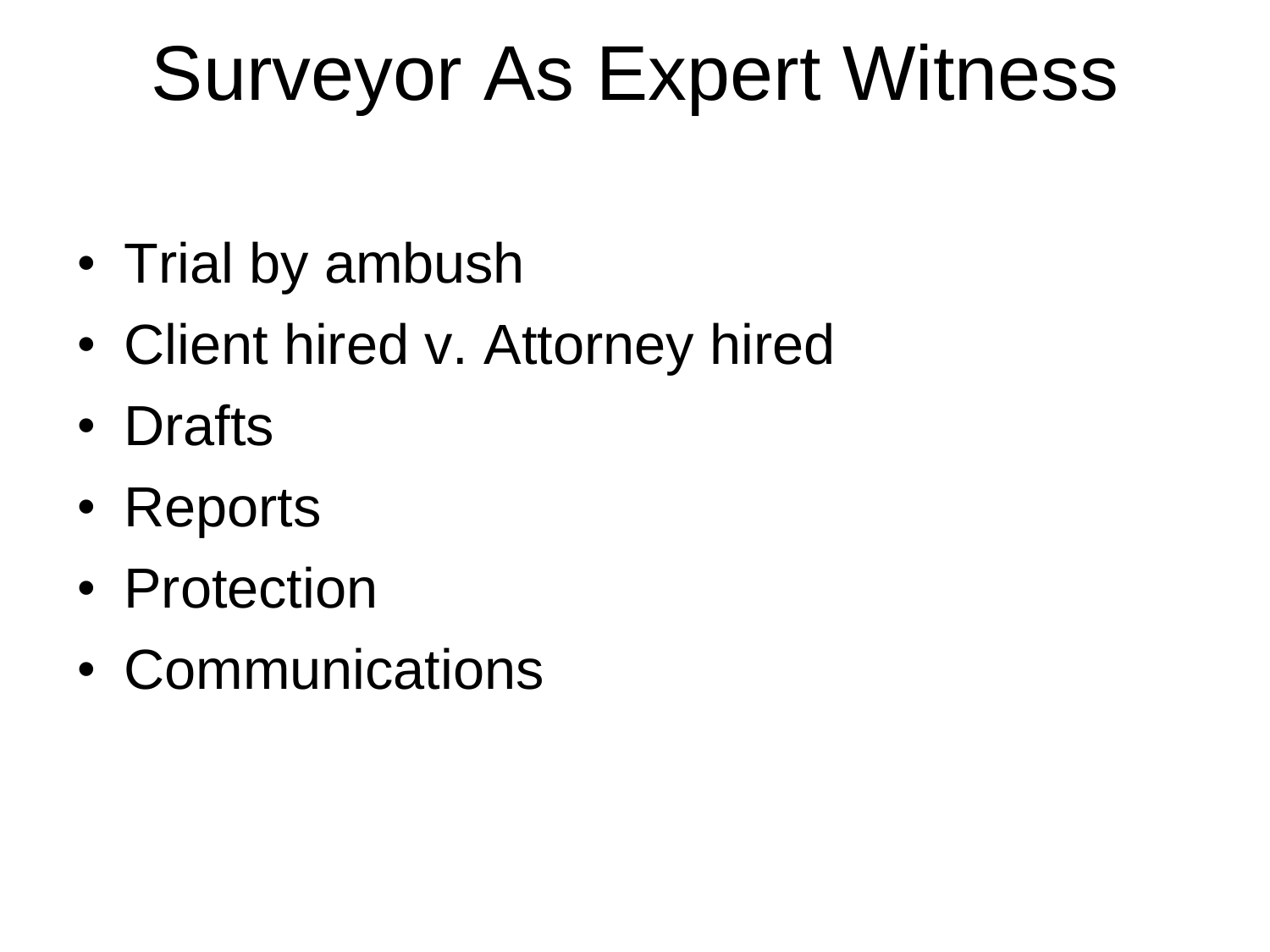# Surveyor As Expert Witness

- Trial by ambush
- Client hired v. Attorney hired
- Drafts
- Reports
- Protection
- Communications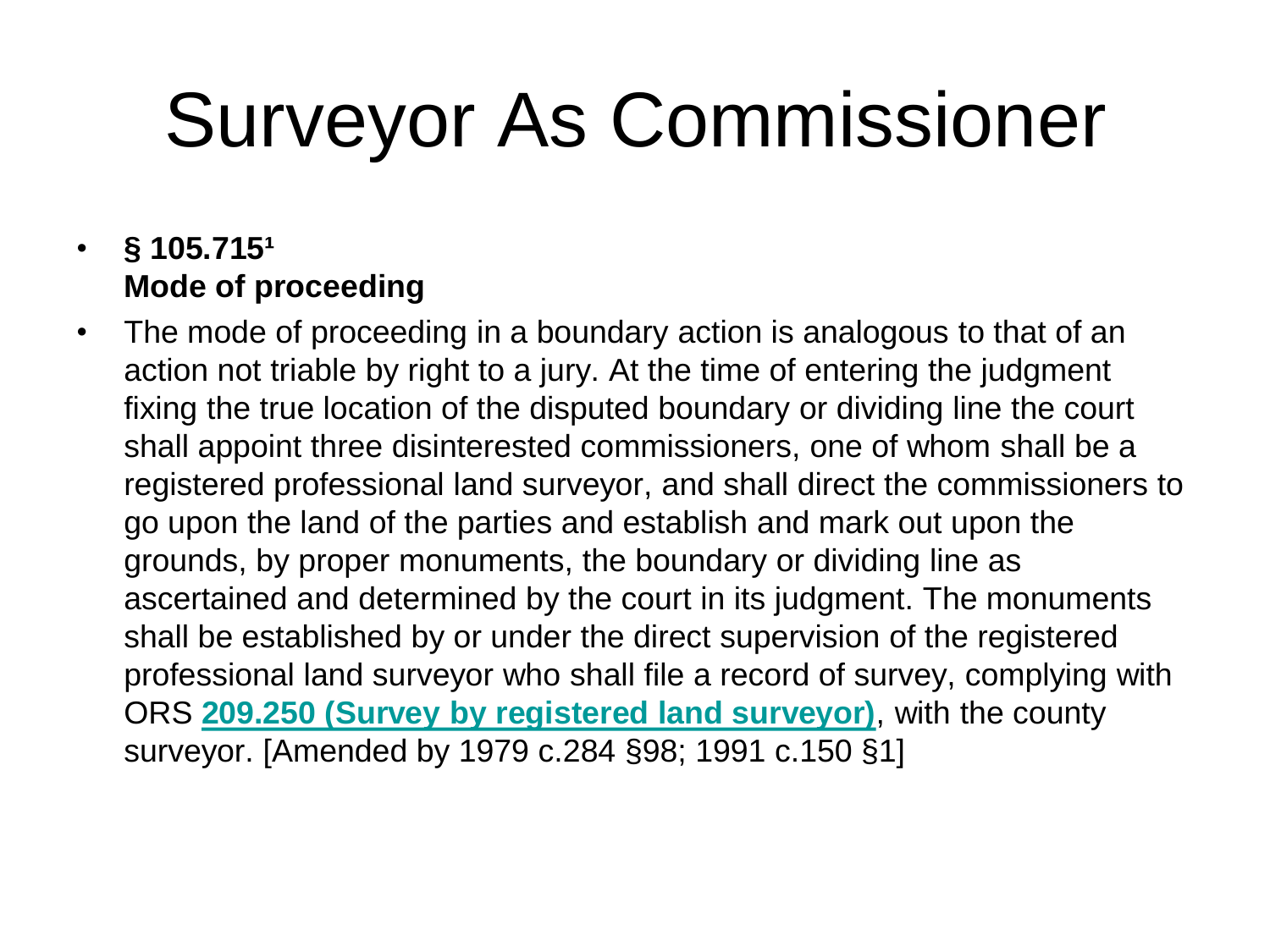# Surveyor As Commissioner

- **§ 105.715[1]**
  **Mode of proceeding**
- The mode of proceeding in a boundary action is analogous to that of an action not triable by right to a jury. At the time of entering the judgment fixing the true location of the disputed boundary or dividing line the court shall appoint three disinterested commissioners, one of whom shall be a registered professional land surveyor, and shall direct the commissioners to go upon the land of the parties and establish and mark out upon the grounds, by proper monuments, the boundary or dividing line as ascertained and determined by the court in its judgment. The monuments shall be established by or under the direct supervision of the registered professional land surveyor who shall file a record of survey, complying with ORS **209.250 (Survey by registered land surveyor)**, with the county surveyor. [Amended by 1979 c.284 §98; 1991 c.150 §1]